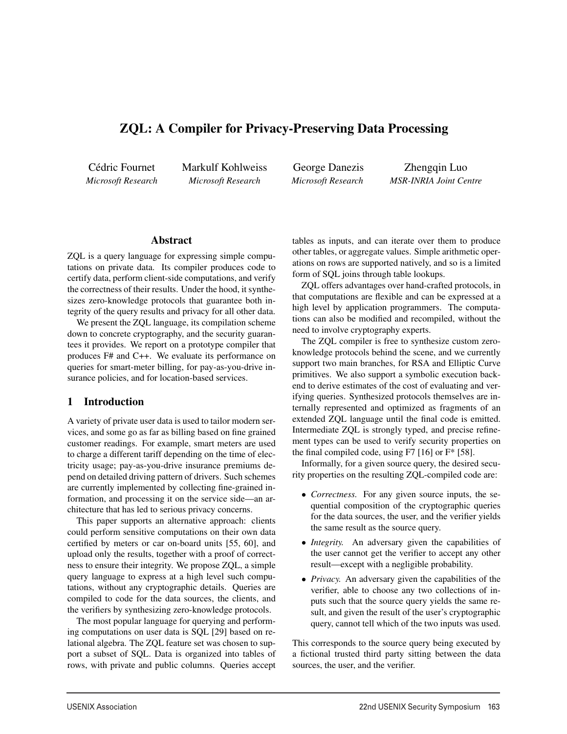# ZQL: A Compiler for Privacy-Preserving Data Processing

Cédric Fournet
*Microsoft Research*

Markulf Kohlweiss
*Microsoft Research*

George Danezis
*Microsoft Research*

Zhengqin Luo
*MSR-INRIA Joint Centre*

## Abstract

ZQL is a query language for expressing simple computations on private data. Its compiler produces code to certify data, perform client-side computations, and verify the correctness of their results. Under the hood, it synthesizes zero-knowledge protocols that guarantee both integrity of the query results and privacy for all other data.

We present the ZQL language, its compilation scheme down to concrete cryptography, and the security guarantees it provides. We report on a prototype compiler that produces F# and C++. We evaluate its performance on queries for smart-meter billing, for pay-as-you-drive insurance policies, and for location-based services.

## 1 Introduction

A variety of private user data is used to tailor modern services, and some go as far as billing based on fine grained customer readings. For example, smart meters are used to charge a different tariff depending on the time of electricity usage; pay-as-you-drive insurance premiums depend on detailed driving pattern of drivers. Such schemes are currently implemented by collecting fine-grained information, and processing it on the service side—an architecture that has led to serious privacy concerns.

This paper supports an alternative approach: clients could perform sensitive computations on their own data certified by meters or car on-board units [55, 60], and upload only the results, together with a proof of correctness to ensure their integrity. We propose ZQL, a simple query language to express at a high level such computations, without any cryptographic details. Queries are compiled to code for the data sources, the clients, and the verifiers by synthesizing zero-knowledge protocols.

The most popular language for querying and performing computations on user data is SQL [29] based on relational algebra. The ZQL feature set was chosen to support a subset of SQL. Data is organized into tables of rows, with private and public columns. Queries accept tables as inputs, and can iterate over them to produce other tables, or aggregate values. Simple arithmetic operations on rows are supported natively, and so is a limited form of SQL joins through table lookups.

ZQL offers advantages over hand-crafted protocols, in that computations are flexible and can be expressed at a high level by application programmers. The computations can also be modified and recompiled, without the need to involve cryptography experts.

The ZQL compiler is free to synthesize custom zero-knowledge protocols behind the scene, and we currently support two main branches, for RSA and Elliptic Curve primitives. We also support a symbolic execution backend to derive estimates of the cost of evaluating and verifying queries. Synthesized protocols themselves are internally represented and optimized as fragments of an extended ZQL language until the final code is emitted. Intermediate ZQL is strongly typed, and precise refinement types can be used to verify security properties on the final compiled code, using F7 [16] or F* [58].

Informally, for a given source query, the desired security properties on the resulting ZQL-compiled code are:

- *Correctness.* For any given source inputs, the sequential composition of the cryptographic queries for the data sources, the user, and the verifier yields the same result as the source query.
- *Integrity.* An adversary given the capabilities of the user cannot get the verifier to accept any other result—except with a negligible probability.
- *Privacy.* An adversary given the capabilities of the verifier, able to choose any two collections of inputs such that the source query yields the same result, and given the result of the user's cryptographic query, cannot tell which of the two inputs was used.

This corresponds to the source query being executed by a fictional trusted third party sitting between the data sources, the user, and the verifier.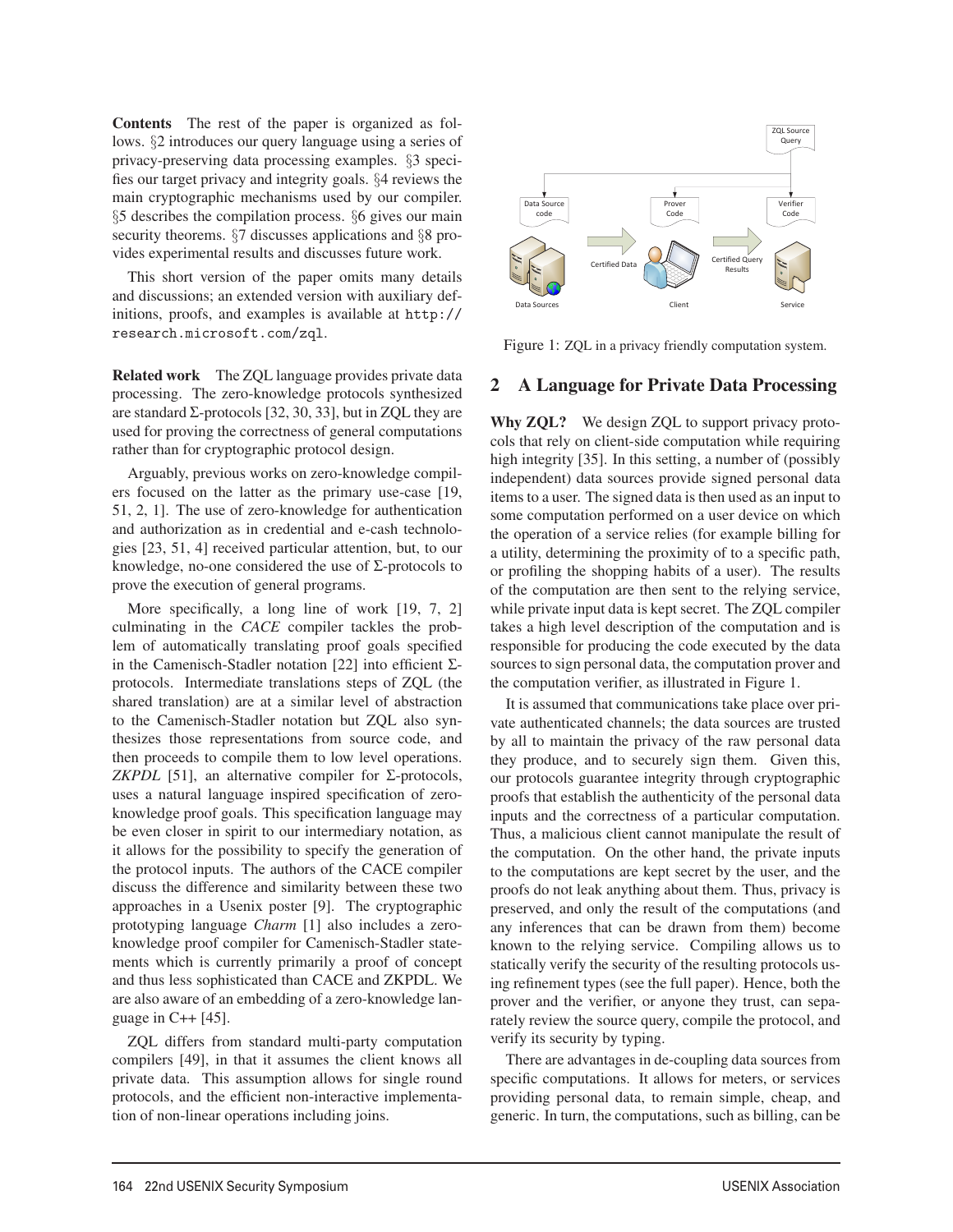**Contents** The rest of the paper is organized as follows. §2 introduces our query language using a series of privacy-preserving data processing examples. §3 specifies our target privacy and integrity goals. §4 reviews the main cryptographic mechanisms used by our compiler. §5 describes the compilation process. §6 gives our main security theorems. §7 discusses applications and §8 provides experimental results and discusses future work.

This short version of the paper omits many details and discussions; an extended version with auxiliary definitions, proofs, and examples is available at http://research.microsoft.com/zql.

**Related work** The ZQL language provides private data processing. The zero-knowledge protocols synthesized are standard Σ-protocols [32, 30, 33], but in ZQL they are used for proving the correctness of general computations rather than for cryptographic protocol design.

Arguably, previous works on zero-knowledge compilers focused on the latter as the primary use-case [19, 51, 2, 1]. The use of zero-knowledge for authentication and authorization as in credential and e-cash technologies [23, 51, 4] received particular attention, but, to our knowledge, no-one considered the use of Σ-protocols to prove the execution of general programs.

More specifically, a long line of work [19, 7, 2] culminating in the *CACE* compiler tackles the problem of automatically translating proof goals specified in the Camenisch-Stadler notation [22] into efficient Σ-protocols. Intermediate translations steps of ZQL (the shared translation) are at a similar level of abstraction to the Camenisch-Stadler notation but ZQL also synthesizes those representations from source code, and then proceeds to compile them to low level operations. *ZKPDL* [51], an alternative compiler for Σ-protocols, uses a natural language inspired specification of zero-knowledge proof goals. This specification language may be even closer in spirit to our intermediary notation, as it allows for the possibility to specify the generation of the protocol inputs. The authors of the CACE compiler discuss the difference and similarity between these two approaches in a Usenix poster [9]. The cryptographic prototyping language *Charm* [1] also includes a zero-knowledge proof compiler for Camenisch-Stadler statements which is currently primarily a proof of concept and thus less sophisticated than CACE and ZKPDL. We are also aware of an embedding of a zero-knowledge language in C++ [45].

ZQL differs from standard multi-party computation compilers [49], in that it assumes the client knows all private data. This assumption allows for single round protocols, and the efficient non-interactive implementation of non-linear operations including joins.

ZQL Source Query

Data Source code

Prover Code

Verifier Code

Certified Data

Certified Query Results

Data Sources

Client

Service

Figure 1: ZQL in a privacy friendly computation system.

## 2 A Language for Private Data Processing

**Why ZQL?** We design ZQL to support privacy protocols that rely on client-side computation while requiring high integrity [35]. In this setting, a number of (possibly independent) data sources provide signed personal data items to a user. The signed data is then used as an input to some computation performed on a user device on which the operation of a service relies (for example billing for a utility, determining the proximity of to a specific path, or profiling the shopping habits of a user). The results of the computation are then sent to the relying service, while private input data is kept secret. The ZQL compiler takes a high level description of the computation and is responsible for producing the code executed by the data sources to sign personal data, the computation prover and the computation verifier, as illustrated in Figure 1.

It is assumed that communications take place over private authenticated channels; the data sources are trusted by all to maintain the privacy of the raw personal data they produce, and to securely sign them. Given this, our protocols guarantee integrity through cryptographic proofs that establish the authenticity of the personal data inputs and the correctness of a particular computation. Thus, a malicious client cannot manipulate the result of the computation. On the other hand, the private inputs to the computations are kept secret by the user, and the proofs do not leak anything about them. Thus, privacy is preserved, and only the result of the computations (and any inferences that can be drawn from them) become known to the relying service. Compiling allows us to statically verify the security of the resulting protocols using refinement types (see the full paper). Hence, both the prover and the verifier, or anyone they trust, can separately review the source query, compile the protocol, and verify its security by typing.

There are advantages in de-coupling data sources from specific computations. It allows for meters, or services providing personal data, to remain simple, cheap, and generic. In turn, the computations, such as billing, can be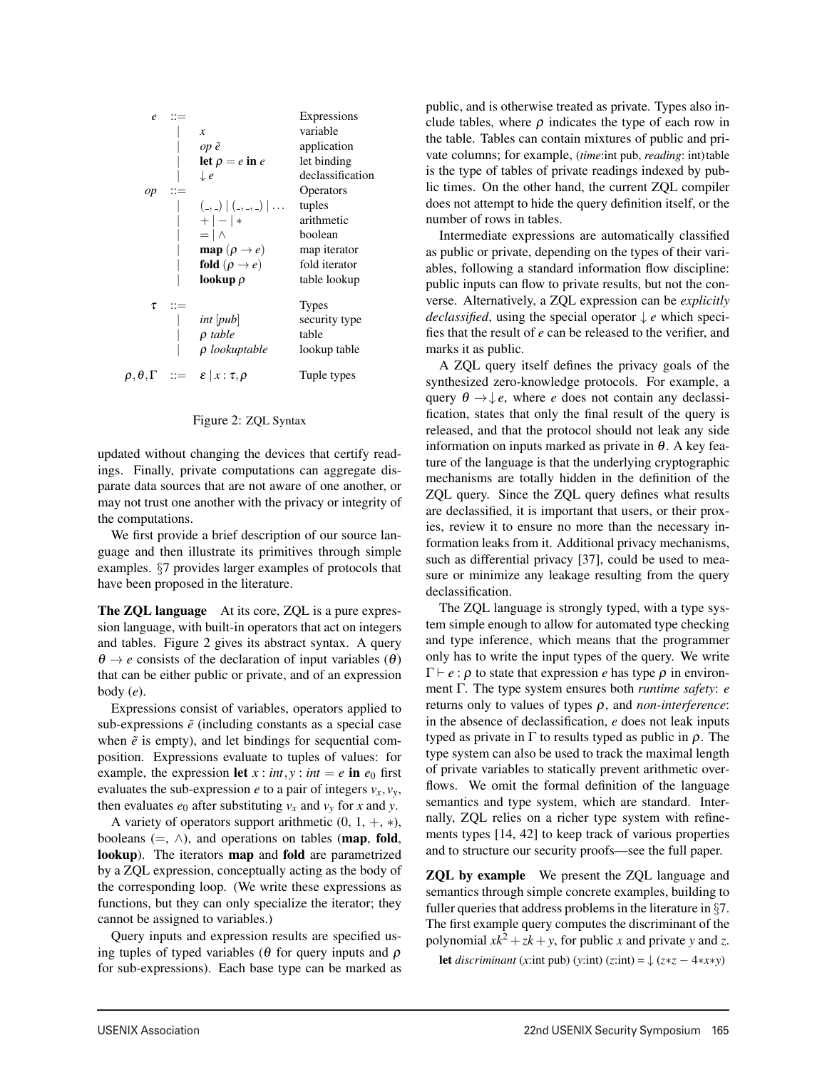$$
\begin{array}{rcll}
e & ::= & & \text{Expressions} \\
 & | & x & \text{variable} \\
 & | & op\ \tilde{e} & \text{application} \\
 & | & \textbf{let}\ \rho = e\ \textbf{in}\ e & \text{let binding} \\
 & | & \downarrow e & \text{declassification} \\
op & ::= & & \text{Operators} \\
 & | & (\_,\_) \mid (\_,\_,\_) \mid \dots & \text{tuples} \\
 & | & + \mid - \mid * & \text{arithmetic} \\
 & | & = \mid \wedge & \text{boolean} \\
 & | & \textbf{map}\ (\rho \rightarrow e) & \text{map iterator} \\
 & | & \textbf{fold}\ (\rho \rightarrow e) & \text{fold iterator} \\
 & | & \textbf{lookup}\ \rho & \text{table lookup} \\
\tau & ::= & & \text{Types} \\
 & | & int\ [pub] & \text{security type} \\
 & | & \rho\ table & \text{table} \\
 & | & \rho\ lookuptable & \text{lookup table} \\
\rho, \theta, \Gamma & ::= & \varepsilon \mid x : \tau, \rho & \text{Tuple types}
\end{array}
$$

Figure 2: ZQL Syntax

updated without changing the devices that certify readings. Finally, private computations can aggregate disparate data sources that are not aware of one another, or may not trust one another with the privacy or integrity of the computations.

We first provide a brief description of our source language and then illustrate its primitives through simple examples. §7 provides larger examples of protocols that have been proposed in the literature.

**The ZQL language** At its core, ZQL is a pure expression language, with built-in operators that act on integers and tables. Figure 2 gives its abstract syntax. A query $\theta \rightarrow e$ consists of the declaration of input variables ($\theta$) that can be either public or private, and of an expression body ($e$).

Expressions consist of variables, operators applied to sub-expressions $\tilde{e}$ (including constants as a special case when $\tilde{e}$ is empty), and let bindings for sequential composition. Expressions evaluate to tuples of values: for example, the expression **let** $x : int, y : int = e$ **in** $e_0$ first evaluates the sub-expression $e$ to a pair of integers $v_x, v_y$, then evaluates $e_0$ after substituting $v_x$ and $v_y$ for $x$ and $y$.

A variety of operators support arithmetic (0, 1, +, ∗), booleans (=, ∧), and operations on tables (**map**, **fold**, **lookup**). The iterators **map** and **fold** are parametrized by a ZQL expression, conceptually acting as the body of the corresponding loop. (We write these expressions as functions, but they can only specialize the iterator; they cannot be assigned to variables.)

Query inputs and expression results are specified using tuples of typed variables ($\theta$ for query inputs and $\rho$ for sub-expressions). Each base type can be marked as public, and is otherwise treated as private. Types also include tables, where $\rho$ indicates the type of each row in the table. Tables can contain mixtures of public and private columns; for example, (*time*:int pub, *reading*: int) table is the type of tables of private readings indexed by public times. On the other hand, the current ZQL compiler does not attempt to hide the query definition itself, or the number of rows in tables.

Intermediate expressions are automatically classified as public or private, depending on the types of their variables, following a standard information flow discipline: public inputs can flow to private results, but not the converse. Alternatively, a ZQL expression can be *explicitly declassified*, using the special operator $\downarrow e$ which specifies that the result of $e$ can be released to the verifier, and marks it as public.

A ZQL query itself defines the privacy goals of the synthesized zero-knowledge protocols. For example, a query $\theta \rightarrow \downarrow e$, where $e$ does not contain any declassification, states that only the final result of the query is released, and that the protocol should not leak any side information on inputs marked as private in $\theta$. A key feature of the language is that the underlying cryptographic mechanisms are totally hidden in the definition of the ZQL query. Since the ZQL query defines what results are declassified, it is important that users, or their proxies, review it to ensure no more than the necessary information leaks from it. Additional privacy mechanisms, such as differential privacy [37], could be used to measure or minimize any leakage resulting from the query declassification.

The ZQL language is strongly typed, with a type system simple enough to allow for automated type checking and type inference, which means that the programmer only has to write the input types of the query. We write $\Gamma \vdash e : \rho$ to state that expression $e$ has type $\rho$ in environment $\Gamma$. The type system ensures both *runtime safety*: $e$ returns only to values of types $\rho$, and *non-interference*: in the absence of declassification, $e$ does not leak inputs typed as private in $\Gamma$ to results typed as public in $\rho$. The type system can also be used to track the maximal length of private variables to statically prevent arithmetic overflows. We omit the formal definition of the language semantics and type system, which are standard. Internally, ZQL relies on a richer type system with refinements types [14, 42] to keep track of various properties and to structure our security proofs—see the full paper.

**ZQL by example** We present the ZQL language and semantics through simple concrete examples, building to fuller queries that address problems in the literature in §7. The first example query computes the discriminant of the polynomial $xk^2 + zk + y$, for public $x$ and private $y$ and $z$.

**let** *discriminant* (*x*:int pub) (*y*:int) (*z*:int) = $\downarrow (z{*}z - 4{*}x{*}y)$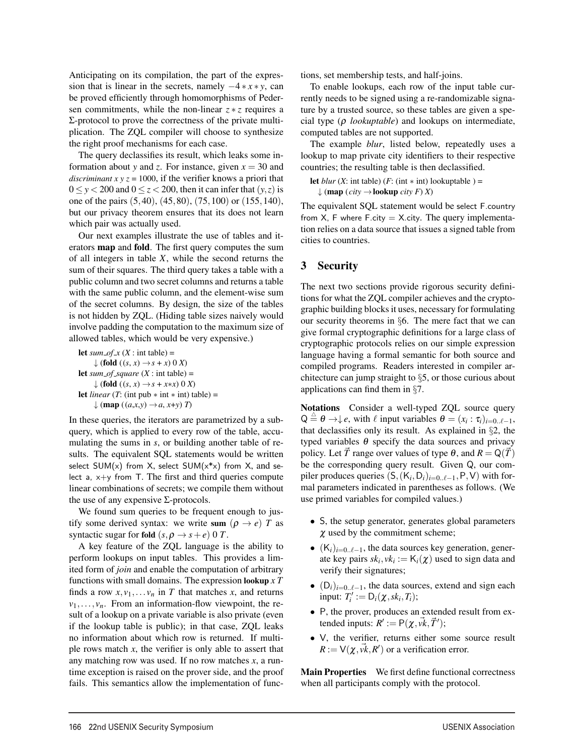Anticipating on its compilation, the part of the expression that is linear in the secrets, namely $-4*x*y$, can be proved efficiently through homomorphisms of Pedersen commitments, while the non-linear $z*z$ requires a $\Sigma$-protocol to prove the correctness of the private multiplication. The ZQL compiler will choose to synthesize the right proof mechanisms for each case.

The query declassifies its result, which leaks some information about $y$ and $z$. For instance, given $x = 30$ and *discriminant x y z* = 1000, if the verifier knows a priori that $0 \leq y < 200$ and $0 \leq z < 200$, then it can infer that $(y,z)$ is one of the pairs $(5,40)$, $(45,80)$, $(75,100)$ or $(155,140)$, but our privacy theorem ensures that its does not learn which pair was actually used.

Our next examples illustrate the use of tables and iterators **map** and **fold**. The first query computes the sum of all integers in table $X$, while the second returns the sum of their squares. The third query takes a table with a public column and two secret columns and returns a table with the same public column, and the element-wise sum of the secret columns. By design, the size of the tables is not hidden by ZQL. (Hiding table sizes naively would involve padding the computation to the maximum size of allowed tables, which would be very expensive.)

```
let sum_of_x (X : int table) =
    ↓ (fold ((s, x) → s + x) 0 X)
let sum_of_square (X : int table) =
    ↓ (fold ((s, x) → s + x*x) 0 X)
let linear (T: (int pub * int * int) table) =
    ↓ (map ((a,x,y) → a, x+y) T)
```

In these queries, the iterators are parametrized by a subquery, which is applied to every row of the table, accumulating the sums in $s$, or building another table of results. The equivalent SQL statements would be written `select SUM(x) from X`, `select SUM(x*x) from X`, and `select a, x+y from T`. The first and third queries compute linear combinations of secrets; we compile them without the use of any expensive $\Sigma$-protocols.

We found sum queries to be frequent enough to justify some derived syntax: we write **sum** $(\rho \rightarrow e)$ $T$ as syntactic sugar for **fold** $(s, \rho \rightarrow s+e)$ $0$ $T$.

A key feature of the ZQL language is the ability to perform lookups on input tables. This provides a limited form of *join* and enable the computation of arbitrary functions with small domains. The expression **lookup** $x$ $T$ finds a row $x, v_1, \ldots v_n$ in $T$ that matches $x$, and returns $v_1, \ldots, v_n$. From an information-flow viewpoint, the result of a lookup on a private variable is also private (even if the lookup table is public); in that case, ZQL leaks no information about which row is returned. If multiple rows match $x$, the verifier is only able to assert that any matching row was used. If no row matches $x$, a runtime exception is raised on the prover side, and the proof fails. This semantics allow the implementation of functions, set membership tests, and half-joins.

To enable lookups, each row of the input table currently needs to be signed using a re-randomizable signature by a trusted source, so these tables are given a special type ($\rho$ *lookuptable*) and lookups on intermediate, computed tables are not supported.

The example *blur*, listed below, repeatedly uses a lookup to map private city identifiers to their respective countries; the resulting table is then declassified.

```
let blur (X: int table) (F: (int * int) lookuptable ) =
    ↓ (map (city → lookup city F) X)
```

The equivalent SQL statement would be `select F.country from X, F where F.city = X.city`. The query implementation relies on a data source that issues a signed table from cities to countries.

## 3 Security

The next two sections provide rigorous security definitions for what the ZQL compiler achieves and the cryptographic building blocks it uses, necessary for formulating our security theorems in §6. The mere fact that we can give formal cryptographic definitions for a large class of cryptographic protocols relies on our simple expression language having a formal semantic for both source and compiled programs. Readers interested in compiler architecture can jump straight to §5, or those curious about applications can find them in §7.

**Notations** Consider a well-typed ZQL source query $\mathsf{Q} \stackrel{\triangle}{=} \theta \rightarrow \downarrow e$, with $\ell$ input variables $\theta = (x_i : \tau_i)_{i=0..\ell-1}$, that declassifies only its result. As explained in §2, the typed variables $\theta$ specify the data sources and privacy policy. Let $\vec{T}$ range over values of type $\theta$, and $R = \mathsf{Q}(\vec{T})$ be the corresponding query result. Given Q, our compiler produces queries $(\mathsf{S}, (\mathsf{K}_i, \mathsf{D}_i)_{i=0..\ell-1}, \mathsf{P}, \mathsf{V})$ with formal parameters indicated in parentheses as follows. (We use primed variables for compiled values.)

- S, the setup generator, generates global parameters $\chi$ used by the commitment scheme;
- $(\mathsf{K}_i)_{i=0..\ell-1}$, the data sources key generation, generate key pairs $sk_i, vk_i := \mathsf{K}_i(\chi)$ used to sign data and verify their signatures;
- $(\mathsf{D}_i)_{i=0..\ell-1}$, the data sources, extend and sign each input: $T_i' := \mathsf{D}_i(\chi, sk_i, T_i)$;
- P, the prover, produces an extended result from extended inputs: $R' := \mathsf{P}(\chi, \vec{vk}, \vec{T}')$;
- V, the verifier, returns either some source result $R := \mathsf{V}(\chi, \vec{vk}, R')$ or a verification error.

**Main Properties** We first define functional correctness when all participants comply with the protocol.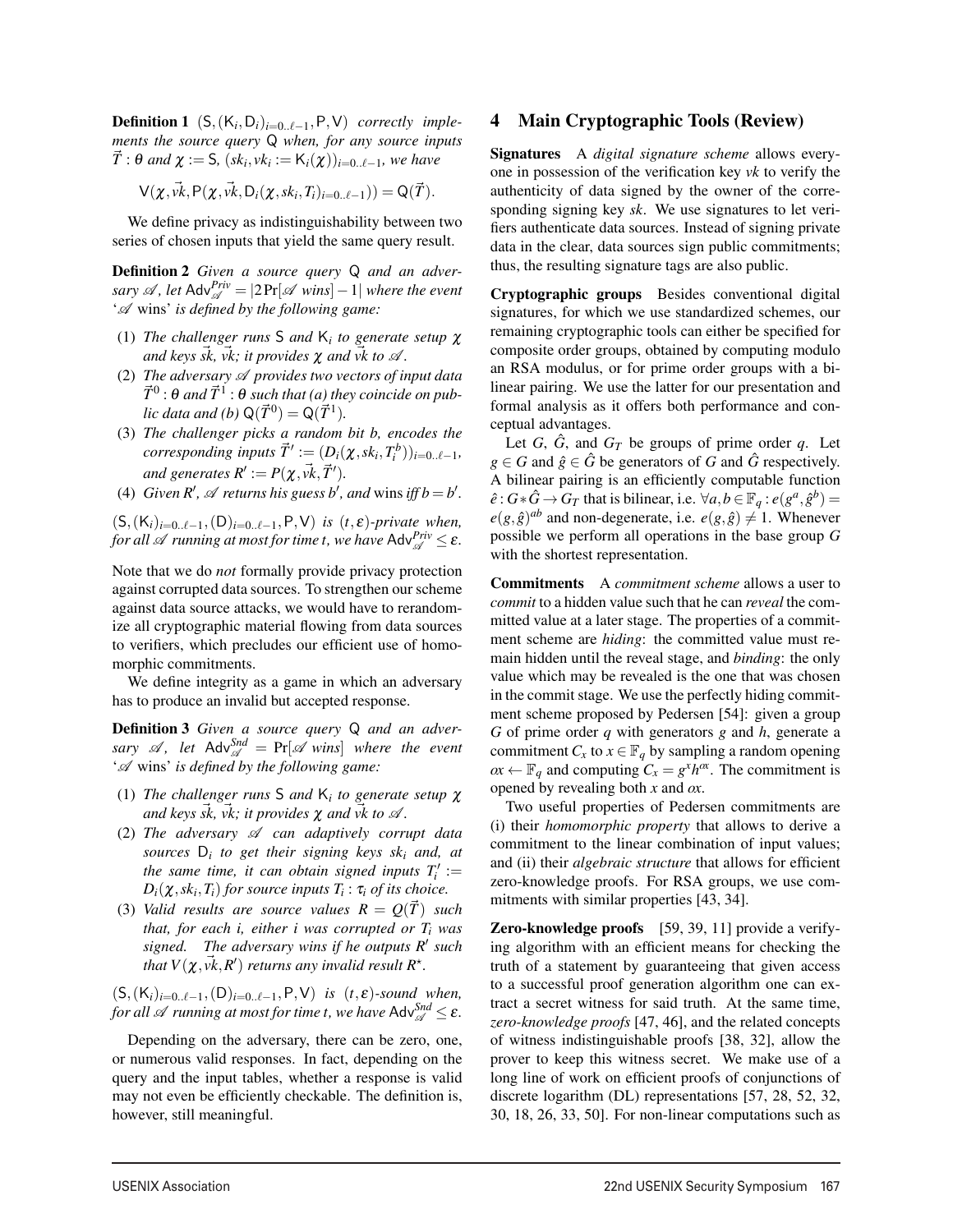**Definition 1** $(\mathsf{S}, (\mathsf{K}_i, \mathsf{D}_i)_{i=0..\ell-1}, \mathsf{P}, \mathsf{V})$ *correctly implements the source query* $\mathsf{Q}$ *when, for any source inputs* $\vec{T} : \theta$ *and* $\chi := \mathsf{S}$, $(sk_i, vk_i := \mathsf{K}_i(\chi))_{i=0..\ell-1}$*, we have*

$$\mathsf{V}(\chi, \vec{vk}, \mathsf{P}(\chi, \vec{vk}, \mathsf{D}_i(\chi, sk_i, T_i)_{i=0..\ell-1})) = \mathsf{Q}(\vec{T}).$$

We define privacy as indistinguishability between two series of chosen inputs that yield the same query result.

**Definition 2** *Given a source query* $\mathsf{Q}$ *and an adversary* $\mathscr{A}$*, let* $\mathsf{Adv}^{Priv}_{\mathscr{A}} = |2\Pr[\mathscr{A} \text{ wins}] - 1|$ *where the event '*$\mathscr{A}$ *wins' is defined by the following game:*

1. *The challenger runs* $\mathsf{S}$ *and* $\mathsf{K}_i$ *to generate setup* $\chi$ *and keys* $\vec{sk}$*,* $\vec{vk}$*; it provides* $\chi$ *and* $\vec{vk}$ *to* $\mathscr{A}$*.*
2. *The adversary* $\mathscr{A}$ *provides two vectors of input data* $\vec{T}^0 : \theta$ *and* $\vec{T}^1 : \theta$ *such that (a) they coincide on public data and (b)* $\mathsf{Q}(\vec{T}^0) = \mathsf{Q}(\vec{T}^1)$*.*
3. *The challenger picks a random bit b, encodes the corresponding inputs* $\vec{T}' := (D_i(\chi, sk_i, T_i^b))_{i=0..\ell-1}$*, and generates* $R' := P(\chi, \vec{vk}, \vec{T}')$*.*
4. *Given* $R'$*,* $\mathscr{A}$ *returns his guess* $b'$*, and* wins *iff* $b = b'$*.*

$(\mathsf{S}, (\mathsf{K}_i)_{i=0..\ell-1}, (\mathsf{D})_{i=0..\ell-1}, \mathsf{P}, \mathsf{V})$ *is* $(t, \varepsilon)$*-private when, for all* $\mathscr{A}$ *running at most for time t, we have* $\mathsf{Adv}^{Priv}_{\mathscr{A}} \leq \varepsilon$*.*

Note that we do *not* formally provide privacy protection against corrupted data sources. To strengthen our scheme against data source attacks, we would have to rerandomize all cryptographic material flowing from data sources to verifiers, which precludes our efficient use of homomorphic commitments.

We define integrity as a game in which an adversary has to produce an invalid but accepted response.

**Definition 3** *Given a source query* $\mathsf{Q}$ *and an adversary* $\mathscr{A}$*, let* $\mathsf{Adv}^{Snd}_{\mathscr{A}} = \Pr[\mathscr{A} \text{ wins}]$ *where the event '*$\mathscr{A}$ *wins' is defined by the following game:*

1. *The challenger runs* $\mathsf{S}$ *and* $\mathsf{K}_i$ *to generate setup* $\chi$ *and keys* $\vec{sk}$*,* $\vec{vk}$*; it provides* $\chi$ *and* $\vec{vk}$ *to* $\mathscr{A}$*.*
2. *The adversary* $\mathscr{A}$ *can adaptively corrupt data sources* $\mathsf{D}_i$ *to get their signing keys* $sk_i$ *and, at the same time, it can obtain signed inputs* $T_i' := D_i(\chi, sk_i, T_i)$ *for source inputs* $T_i : \tau_i$ *of its choice.*
3. *Valid results are source values* $R = Q(\vec{T})$ *such that, for each i, either i was corrupted or* $T_i$ *was signed. The adversary wins if he outputs* $R'$ *such that* $V(\chi, \vec{vk}, R')$ *returns any invalid result* $R^\star$*.*

$(\mathsf{S}, (\mathsf{K}_i)_{i=0..\ell-1}, (\mathsf{D})_{i=0..\ell-1}, \mathsf{P}, \mathsf{V})$ *is* $(t, \varepsilon)$*-sound when, for all* $\mathscr{A}$ *running at most for time t, we have* $\mathsf{Adv}^{Snd}_{\mathscr{A}} \leq \varepsilon$*.*

Depending on the adversary, there can be zero, one, or numerous valid responses. In fact, depending on the query and the input tables, whether a response is valid may not even be efficiently checkable. The definition is, however, still meaningful.

## 4 Main Cryptographic Tools (Review)

**Signatures** A *digital signature scheme* allows everyone in possession of the verification key *vk* to verify the authenticity of data signed by the owner of the corresponding signing key *sk*. We use signatures to let verifiers authenticate data sources. Instead of signing private data in the clear, data sources sign public commitments; thus, the resulting signature tags are also public.

**Cryptographic groups** Besides conventional digital signatures, for which we use standardized schemes, our remaining cryptographic tools can either be specified for composite order groups, obtained by computing modulo an RSA modulus, or for prime order groups with a bilinear pairing. We use the latter for our presentation and formal analysis as it offers both performance and conceptual advantages.

Let $G$, $\hat{G}$, and $G_T$ be groups of prime order $q$. Let $g \in G$ and $\hat{g} \in \hat{G}$ be generators of $G$ and $\hat{G}$ respectively. A bilinear pairing is an efficiently computable function $\hat{e} : G * \hat{G} \to G_T$ that is bilinear, i.e. $\forall a, b \in \mathbb{F}_q : e(g^a, \hat{g}^b) = e(g, \hat{g})^{ab}$ and non-degenerate, i.e. $e(g, \hat{g}) \neq 1$. Whenever possible we perform all operations in the base group $G$ with the shortest representation.

**Commitments** A *commitment scheme* allows a user to *commit* to a hidden value such that he can *reveal* the committed value at a later stage. The properties of a commitment scheme are *hiding*: the committed value must remain hidden until the reveal stage, and *binding*: the only value which may be revealed is the one that was chosen in the commit stage. We use the perfectly hiding commitment scheme proposed by Pedersen [54]: given a group $G$ of prime order $q$ with generators $g$ and $h$, generate a commitment $C_x$ to $x \in \mathbb{F}_q$ by sampling a random opening $ox \leftarrow \mathbb{F}_q$ and computing $C_x = g^x h^{ox}$. The commitment is opened by revealing both $x$ and $ox$.

Two useful properties of Pedersen commitments are (i) their *homomorphic property* that allows to derive a commitment to the linear combination of input values; and (ii) their *algebraic structure* that allows for efficient zero-knowledge proofs. For RSA groups, we use commitments with similar properties [43, 34].

**Zero-knowledge proofs** [59, 39, 11] provide a verifying algorithm with an efficient means for checking the truth of a statement by guaranteeing that given access to a successful proof generation algorithm one can extract a secret witness for said truth. At the same time, *zero-knowledge proofs* [47, 46], and the related concepts of witness indistinguishable proofs [38, 32], allow the prover to keep this witness secret. We make use of a long line of work on efficient proofs of conjunctions of discrete logarithm (DL) representations [57, 28, 52, 32, 30, 18, 26, 33, 50]. For non-linear computations such as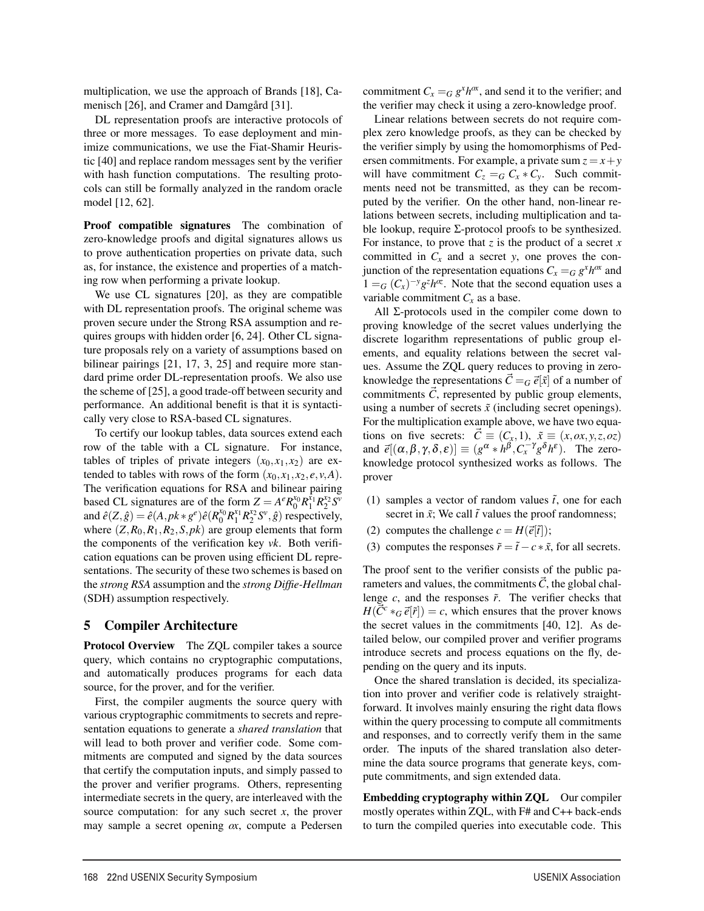multiplication, we use the approach of Brands [18], Camenisch [26], and Cramer and Damgård [31].

DL representation proofs are interactive protocols of three or more messages. To ease deployment and minimize communications, we use the Fiat-Shamir Heuristic [40] and replace random messages sent by the verifier with hash function computations. The resulting protocols can still be formally analyzed in the random oracle model [12, 62].

**Proof compatible signatures** The combination of zero-knowledge proofs and digital signatures allows us to prove authentication properties on private data, such as, for instance, the existence and properties of a matching row when performing a private lookup.

We use CL signatures [20], as they are compatible with DL representation proofs. The original scheme was proven secure under the Strong RSA assumption and requires groups with hidden order [6, 24]. Other CL signature proposals rely on a variety of assumptions based on bilinear pairings [21, 17, 3, 25] and require more standard prime order DL-representation proofs. We also use the scheme of [25], a good trade-off between security and performance. An additional benefit is that it is syntactically very close to RSA-based CL signatures.

To certify our lookup tables, data sources extend each row of the table with a CL signature. For instance, tables of triples of private integers $(x_0, x_1, x_2)$ are extended to tables with rows of the form $(x_0, x_1, x_2, e, v, A)$. The verification equations for RSA and bilinear pairing based CL signatures are of the form $Z = A^e R_0^{x_0} R_1^{x_1} R_2^{x_2} S^v$ and $\hat{e}(Z, \hat{g}) = \hat{e}(A, pk * g^e)\hat{e}(R_0^{x_0} R_1^{x_1} R_2^{x_2} S^v, \hat{g})$ respectively, where $(Z, R_0, R_1, R_2, S, pk)$ are group elements that form the components of the verification key $vk$. Both verification equations can be proven using efficient DL representations. The security of these two schemes is based on the *strong RSA* assumption and the *strong Diffie-Hellman* (SDH) assumption respectively.

## 5 Compiler Architecture

**Protocol Overview** The ZQL compiler takes a source query, which contains no cryptographic computations, and automatically produces programs for each data source, for the prover, and for the verifier.

First, the compiler augments the source query with various cryptographic commitments to secrets and representation equations to generate a *shared translation* that will lead to both prover and verifier code. Some commitments are computed and signed by the data sources that certify the computation inputs, and simply passed to the prover and verifier programs. Others, representing intermediate secrets in the query, are interleaved with the source computation: for any such secret $x$, the prover may sample a secret opening $ox$, compute a Pedersen commitment $C_x =_G g^x h^{ox}$, and send it to the verifier; and the verifier may check it using a zero-knowledge proof.

Linear relations between secrets do not require complex zero knowledge proofs, as they can be checked by the verifier simply by using the homomorphisms of Pedersen commitments. For example, a private sum $z = x + y$ will have commitment $C_z =_G C_x * C_y$. Such commitments need not be transmitted, as they can be recomputed by the verifier. On the other hand, non-linear relations between secrets, including multiplication and table lookup, require Σ-protocol proofs to be synthesized. For instance, to prove that $z$ is the product of a secret $x$ committed in $C_x$ and a secret $y$, one proves the conjunction of the representation equations $C_x =_G g^x h^{ox}$ and $1 =_G (C_x)^{-y} g^z h^{oz}$. Note that the second equation uses a variable commitment $C_x$ as a base.

All Σ-protocols used in the compiler come down to proving knowledge of the secret values underlying the discrete logarithm representations of public group elements, and equality relations between the secret values. Assume the ZQL query reduces to proving in zero-knowledge the representations $\vec{C} =_G \vec{e}[\tilde{x}]$ of a number of commitments $\vec{C}$, represented by public group elements, using a number of secrets $\tilde{x}$ (including secret openings). For the multiplication example above, we have two equations on five secrets: $\vec{C} \equiv (C_x, 1)$, $\tilde{x} \equiv (x, ox, y, z, oz)$ and $\vec{e}[(\alpha, \beta, \gamma, \delta, \varepsilon)] \equiv (g^\alpha * h^\beta, C_x^{-\gamma} g^\delta h^\varepsilon)$. The zero-knowledge protocol synthesized works as follows. The prover

(1) samples a vector of random values $\tilde{t}$, one for each secret in $\tilde{x}$; We call $\tilde{t}$ values the proof randomness;

(2) computes the challenge $c = H(\vec{e}[\tilde{t}])$;

(3) computes the responses $\tilde{r} = \tilde{t} - c * \tilde{x}$, for all secrets.

The proof sent to the verifier consists of the public parameters and values, the commitments $\vec{C}$, the global challenge $c$, and the responses $\tilde{r}$. The verifier checks that $H(\vec{C}^c *_G \vec{e}[\tilde{r}]) = c$, which ensures that the prover knows the secret values in the commitments [40, 12]. As detailed below, our compiled prover and verifier programs introduce secrets and process equations on the fly, depending on the query and its inputs.

Once the shared translation is decided, its specialization into prover and verifier code is relatively straightforward. It involves mainly ensuring the right data flows within the query processing to compute all commitments and responses, and to correctly verify them in the same order. The inputs of the shared translation also determine the data source programs that generate keys, compute commitments, and sign extended data.

**Embedding cryptography within ZQL** Our compiler mostly operates within ZQL, with F# and C++ back-ends to turn the compiled queries into executable code. This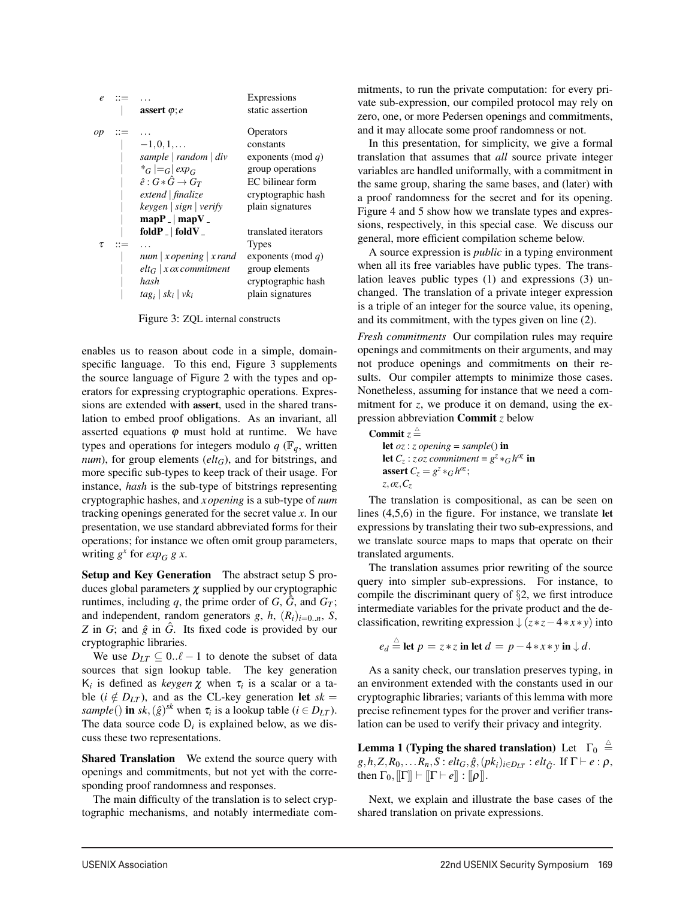| | | | |
|---|---|---|---|
| $e$ | ::= | ... | Expressions |
| | \| | **assert** $\varphi; e$ | static assertion |
| $op$ | ::= | ... | Operators |
| | \| | $-1, 0, 1, \ldots$ | constants |
| | \| | *sample* \| *random* \| *div* | exponents (mod $q$) |
| | \| | $*_G$ \| $=_G$ \| $exp_G$ | group operations |
| | \| | $\hat{e} : G * \hat{G} \rightarrow G_T$ | EC bilinear form |
| | \| | *extend* \| *finalize* | cryptographic hash |
| | \| | *keygen* \| *sign* \| *verify* | plain signatures |
| | \| | **mapP** _ \| **mapV** _ | |
| | \| | **foldP** _ \| **foldV** _ | translated iterators |
| $\tau$ | ::= | ... | Types |
| | \| | *num* \| *x opening* \| *x rand* | exponents (mod $q$) |
| | \| | $elt_G$ \| *x ox commitment* | group elements |
| | \| | *hash* | cryptographic hash |
| | \| | $tag_i$ \| $sk_i$ \| $vk_i$ | plain signatures |

Figure 3: ZQL internal constructs

enables us to reason about code in a simple, domain-specific language. To this end, Figure 3 supplements the source language of Figure 2 with the types and operators for expressing cryptographic operations. Expressions are extended with **assert**, used in the shared translation to embed proof obligations. As an invariant, all asserted equations $\varphi$ must hold at runtime. We have types and operations for integers modulo $q$ ($\mathbb{F}_q$, written *num*), for group elements ($elt_G$), and for bitstrings, and more specific sub-types to keep track of their usage. For instance, *hash* is the sub-type of bitstrings representing cryptographic hashes, and *x opening* is a sub-type of *num* tracking openings generated for the secret value $x$. In our presentation, we use standard abbreviated forms for their operations; for instance we often omit group parameters, writing $g^x$ for $exp_G\ g\ x$.

**Setup and Key Generation** The abstract setup S produces global parameters $\chi$ supplied by our cryptographic runtimes, including $q$, the prime order of $G$, $\hat{G}$, and $G_T$; and independent, random generators $g$, $h$, $(R_i)_{i=0..n}$, $S$, $Z$ in $G$; and $\hat{g}$ in $\hat{G}$. Its fixed code is provided by our cryptographic libraries.

We use $D_{LT} \subseteq 0..\ell-1$ to denote the subset of data sources that sign lookup table. The key generation $\mathsf{K}_i$ is defined as *keygen* $\chi$ when $\tau_i$ is a scalar or a table ($i \notin D_{LT}$), and as the CL-key generation **let** $sk =$ *sample*() **in** $sk, (\hat{g})^{sk}$ when $\tau_i$ is a lookup table ($i \in D_{LT}$). The data source code $\mathsf{D}_i$ is explained below, as we discuss these two representations.

**Shared Translation** We extend the source query with openings and commitments, but not yet with the corresponding proof randomness and responses.

The main difficulty of the translation is to select cryptographic mechanisms, and notably intermediate commitments, to run the private computation: for every private sub-expression, our compiled protocol may rely on zero, one, or more Pedersen openings and commitments, and it may allocate some proof randomness or not.

In this presentation, for simplicity, we give a formal translation that assumes that *all* source private integer variables are handled uniformly, with a commitment in the same group, sharing the same bases, and (later) with a proof randomness for the secret and for its opening. Figure 4 and 5 show how we translate types and expressions, respectively, in this special case. We discuss our general, more efficient compilation scheme below.

A source expression is *public* in a typing environment when all its free variables have public types. The translation leaves public types (1) and expressions (3) unchanged. The translation of a private integer expression is a triple of an integer for the source value, its opening, and its commitment, with the types given on line (2).

*Fresh commitments* Our compilation rules may require openings and commitments on their arguments, and may not produce openings and commitments on their results. Our compiler attempts to minimize those cases. Nonetheless, assuming for instance that we need a commitment for $z$, we produce it on demand, using the expression abbreviation **Commit** $z$ below

**Commit** $z \triangleq$
  **let** $oz : z$ *opening* = *sample*() **in**
  **let** $C_z : z\,oz$ *commitment* = $g^z *_G h^{oz}$ **in**
  **assert** $C_z = g^z *_G h^{oz}$;
  $z, oz, C_z$

The translation is compositional, as can be seen on lines (4,5,6) in the figure. For instance, we translate **let** expressions by translating their two sub-expressions, and we translate source maps to maps that operate on their translated arguments.

The translation assumes prior rewriting of the source query into simpler sub-expressions. For instance, to compile the discriminant query of §2, we first introduce intermediate variables for the private product and the declassification, rewriting expression $\downarrow(z*z-4*x*y)$ into

$$e_d \triangleq \textbf{let}\ p = z*z\ \textbf{in let}\ d = p-4*x*y\ \textbf{in} \downarrow d.$$

As a sanity check, our translation preserves typing, in an environment extended with the constants used in our cryptographic libraries; variants of this lemma with more precise refinement types for the prover and verifier translation can be used to verify their privacy and integrity.

**Lemma 1 (Typing the shared translation)** Let $\Gamma_0 \triangleq g, h, Z, R_0, \ldots R_n, S : elt_G, \hat{g}, (pk_i)_{i \in D_{LT}} : elt_{\hat{G}}$. If $\Gamma \vdash e : \rho$, then $\Gamma_0, [\![\Gamma]\!] \vdash [\![\Gamma \vdash e]\!] : [\![\rho]\!]$.

Next, we explain and illustrate the base cases of the shared translation on private expressions.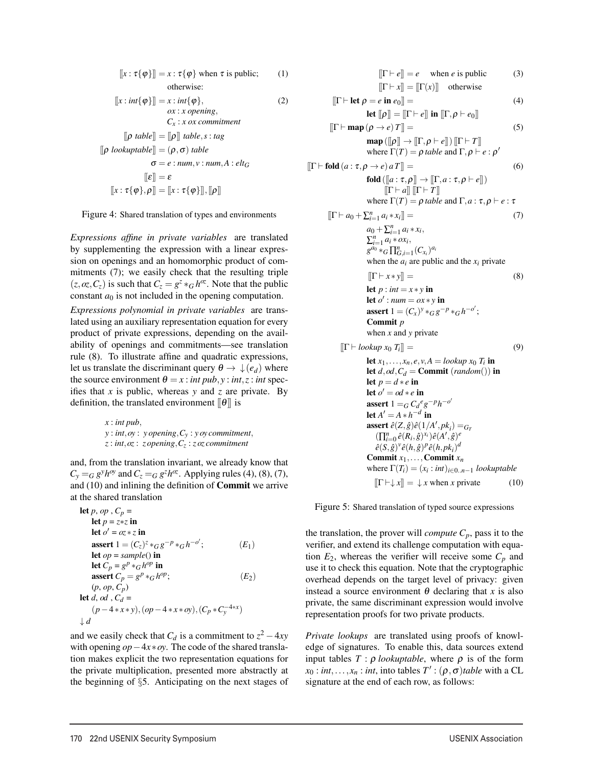$$[\![x : \tau\{\varphi\}]\!] = x : \tau\{\varphi\} \text{ when } \tau \text{ is public; otherwise:} \tag{1}$$

$$[\![x : int\{\varphi\}]\!] = x : int\{\varphi\}, \quad ox : x\ opening, \quad C_x : x\ ox\ commitment \tag{2}$$

$$[\![\rho\ table]\!] = [\![\rho]\!]\ table, s : tag$$

$$[\![\rho\ lookuptable]\!] = (\rho, \sigma)\ table$$

$$\sigma = e : num, v : num, A : elt_G$$

$$[\![\varepsilon]\!] = \varepsilon$$

$$[\![x : \tau\{\varphi\}, \rho]\!] = [\![x : \tau\{\varphi\}]\!], [\![\rho]\!]$$

Figure 4: Shared translation of types and environments

$$[\![\Gamma \vdash e]\!] = e \quad \text{when } e \text{ is public} \tag{3}$$

$$[\![\Gamma \vdash x]\!] = [\![\Gamma(x)]\!] \quad \text{otherwise}$$

$$[\![\Gamma \vdash \textbf{let}\ \rho = e\ \textbf{in}\ e_0]\!] = \textbf{let}\ [\![\rho]\!] = [\![\Gamma \vdash e]\!]\ \textbf{in}\ [\![\Gamma, \rho \vdash e_0]\!] \tag{4}$$

$$[\![\Gamma \vdash \textbf{map}\,(\rho \to e)\, T]\!] = \textbf{map}\,([\![\rho]\!] \to [\![\Gamma, \rho \vdash e]\!])\,[\![\Gamma \vdash T]\!] \text{ where } \Gamma(T) = \rho\ table \text{ and } \Gamma, \rho \vdash e : \rho' \tag{5}$$

$$[\![\Gamma \vdash \textbf{fold}\,(a : \tau, \rho \to e)\, a\, T]\!] = \textbf{fold}\,([\![a : \tau, \rho]\!] \to [\![\Gamma, a : \tau, \rho \vdash e]\!])\ [\![\Gamma \vdash a]\!]\ [\![\Gamma \vdash T]\!] \text{ where } \Gamma(T) = \rho\ table \text{ and } \Gamma, a : \tau, \rho \vdash e : \tau \tag{6}$$

$$[\![\Gamma \vdash a_0 + \textstyle\sum_{i=1}^n a_i * x_i]\!] = a_0 + \textstyle\sum_{i=1}^n a_i * x_i,\ \sum_{i=1}^n a_i * ox_i,\ g^{a_0} *_G \prod_{G,i=1}^n (C_{x_i})^{a_i} \text{ when the } a_i \text{ are public and the } x_i \text{ private} \tag{7}$$

$$[\![\Gamma \vdash x * y]\!] = \tag{8}$$

**let** $p : int = x * y$ **in**
**let** $o' : num = ox * y$ **in**
**assert** $1 = (C_x)^y *_G g^{-p} *_G h^{-o'}$;
**Commit** $p$
when $x$ and $y$ private

$$[\![\Gamma \vdash lookup\ x_0\ T_i]\!] = \tag{9}$$

**let** $x_1, \ldots, x_n, e, v, A = lookup\ x_0\ T_i$ **in**
**let** $d, od, C_d =$ **Commit** $(random())$ **in**
**let** $p = d * e$ **in**
**let** $o' = od * e$ **in**
**assert** $1 =_G C_d{}^e g^{-p} h^{-o'}$
**let** $A' = A * h^{-d}$ **in**
**assert** $\hat{e}(Z, \hat{g})\hat{e}(1/A', pk_i) =_{G_T} (\prod_{i=0}^n \hat{e}(R_i, \hat{g})^{x_i})\hat{e}(A', \hat{g})^e \hat{e}(S, \hat{g})^v \hat{e}(h, \hat{g})^p \hat{e}(h, pk_i)^d$
**Commit** $x_1, \ldots,$ **Commit** $x_n$
where $\Gamma(T_i) = (x_i : int)_{i \in 0..n-1}\ lookuptable$

$$[\![\Gamma \vdash \downarrow x]\!] = \downarrow x \text{ when } x \text{ private} \tag{10}$$

Figure 5: Shared translation of typed source expressions

*Expressions affine in private variables* are translated by supplementing the expression with a linear expression on openings and an homomorphic product of commitments (7); we easily check that the resulting triple $(z, oz, C_z)$ is such that $C_z = g^z *_G h^{oz}$. Note that the public constant $a_0$ is not included in the opening computation.

*Expressions polynomial in private variables* are translated using an auxiliary representation equation for every product of private expressions, depending on the availability of openings and commitments—see translation rule (8). To illustrate affine and quadratic expressions, let us translate the discriminant query $\theta \to \downarrow(e_d)$ where the source environment $\theta = x : int\ pub, y : int, z : int$ specifies that $x$ is public, whereas $y$ and $z$ are private. By definition, the translated environment $[\![\theta]\!]$ is

$x : int\ pub,$
$y : int, oy : \ y\ opening, C_y : y\ oy\ commitment,$
$z : int, oz : \ z\ opening, C_z : z\ oz\ commitment$

and, from the translation invariant, we already know that $C_y =_G g^y h^{oy}$ and $C_z =_G g^z h^{oz}$. Applying rules (4), (8), (7), and (10) and inlining the definition of **Commit** we arrive at the shared translation

**let** $p$, $op$ , $C_p$ =
  **let** $p = z*z$ **in**
  **let** $o' = oz*z$ **in**
  **assert** $1 = (C_z)^z *_G g^{-p} *_G h^{-o'}$; $\quad (E_1)$
  **let** $op = sample()$ **in**
  **let** $C_p = g^p *_G h^{op}$ **in**
  **assert** $C_p = g^p *_G h^{op}$; $\quad (E_2)$
  $(p, op, C_p)$
**let** $d$, $od$ , $C_d$ =
  $(p - 4*x*y), (op - 4*x*oy), (C_p * C_y^{-4*x})$
$\downarrow d$

and we easily check that $C_d$ is a commitment to $z^2 - 4xy$ with opening $op - 4x*oy$. The code of the shared translation makes explicit the two representation equations for the private multiplication, presented more abstractly at the beginning of §5. Anticipating on the next stages of the translation, the prover will *compute* $C_p$, pass it to the verifier, and extend its challenge computation with equation $E_2$, whereas the verifier will receive some $C_p$ and use it to check this equation. Note that the cryptographic overhead depends on the target level of privacy: given instead a source environment $\theta$ declaring that $x$ is also private, the same discriminant expression would involve representation proofs for two private products.

*Private lookups* are translated using proofs of knowledge of signatures. To enable this, data sources extend input tables $T : \rho\ lookuptable$, where $\rho$ is of the form $x_0 : int, \ldots, x_n : int$, into tables $T' : (\rho, \sigma) table$ with a CL signature at the end of each row, as follows: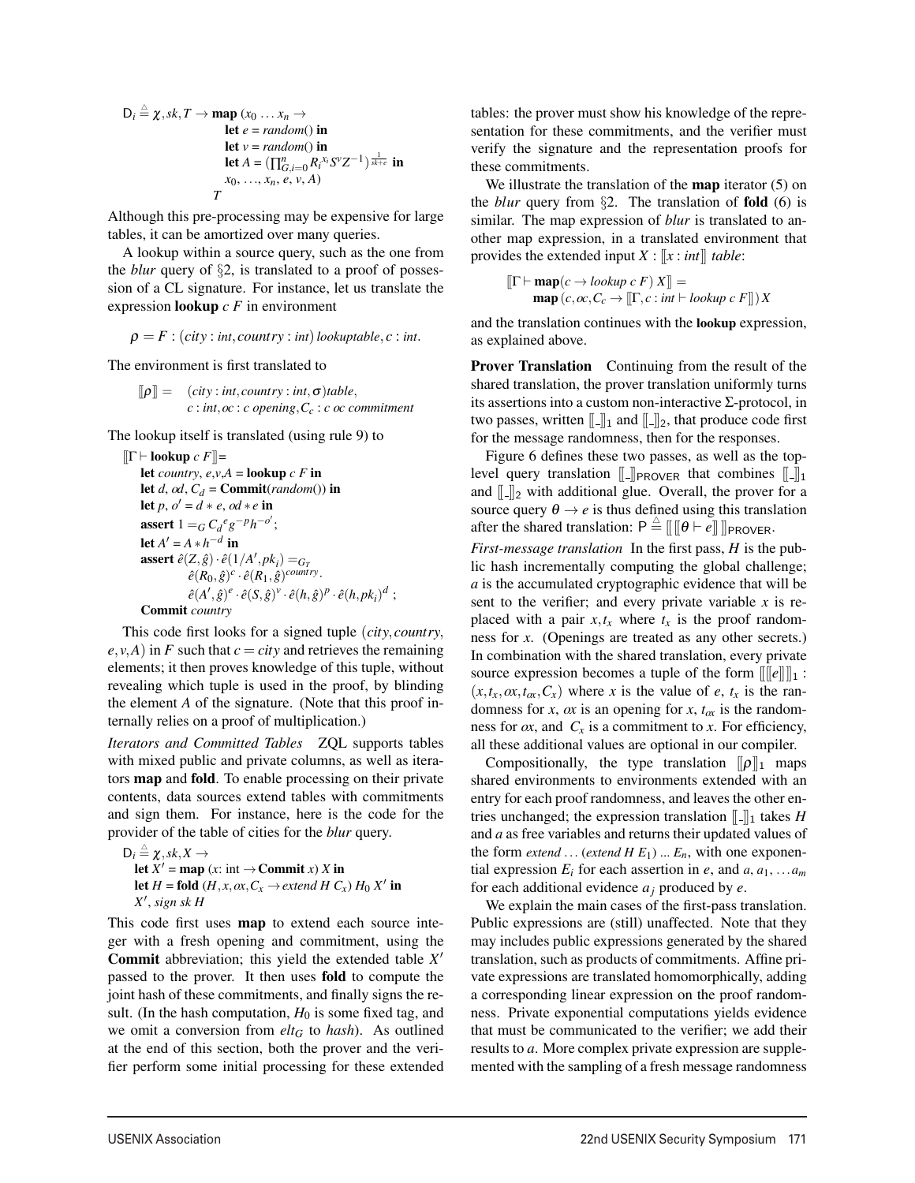$$\mathsf{D}_i \triangleq \chi, sk, T \to \textbf{map}\ (x_0 \ldots x_n \to$$

$$\textbf{let}\ e = random()\ \textbf{in}$$

$$\textbf{let}\ v = random()\ \textbf{in}$$

$$\textbf{let}\ A = (\prod_{G,i=0}^{n} R_i^{x_i} S^v Z^{-1})^{\frac{1}{sk+e}}\ \textbf{in}$$

$$x_0, \ldots, x_n, e, v, A)$$

$$T$$

Although this pre-processing may be expensive for large tables, it can be amortized over many queries.

A lookup within a source query, such as the one from the *blur* query of §2, is translated to a proof of possession of a CL signature. For instance, let us translate the expression **lookup** $c\ F$ in environment

$$\rho = F : (city : int, country : int)\ lookuptable, c : int.$$

The environment is first translated to

$$[\![\rho]\!] = \quad (city : int, country : int, \sigma) table,$$
$$c : int, oc : c\ opening, C_c : c\ oc\ commitment$$

The lookup itself is translated (using rule 9) to

$[\![\Gamma \vdash \textbf{lookup}\ c\ F]\!] =$
 **let** $country, e, v, A$ = **lookup** $c\ F$ **in**
 **let** $d, od, C_d$ = **Commit**($random()$) **in**
 **let** $p, o' = d * e, od * e$ **in**
 **assert** $1 =_G C_d{}^e g^{-p} h^{-o'}$;
 **let** $A' = A * h^{-d}$ **in**
 **assert** $\hat{e}(Z,\hat{g}) \cdot \hat{e}(1/A', pk_i) =_{G_T}$
 $\hat{e}(R_0,\hat{g})^c \cdot \hat{e}(R_1,\hat{g})^{country} \cdot$
 $\hat{e}(A',\hat{g})^e \cdot \hat{e}(S,\hat{g})^v \cdot \hat{e}(h,\hat{g})^p \cdot \hat{e}(h, pk_i)^d$ ;
 **Commit** $country$

This code first looks for a signed tuple $(city, country, e, v, A)$ in $F$ such that $c = city$ and retrieves the remaining elements; it then proves knowledge of this tuple, without revealing which tuple is used in the proof, by blinding the element $A$ of the signature. (Note that this proof internally relies on a proof of multiplication.)

*Iterators and Committed Tables* ZQL supports tables with mixed public and private columns, as well as iterators **map** and **fold**. To enable processing on their private contents, data sources extend tables with commitments and sign them. For instance, here is the code for the provider of the table of cities for the *blur* query.

$\mathsf{D}_i \triangleq \chi, sk, X \to$
 **let** $X'$ = **map** ($x$: int $\to$ **Commit** $x$) $X$ **in**
 **let** $H$ = **fold** $(H, x, ox, C_x \to extend\ H\ C_x)\ H_0\ X'$ **in**
 $X'$, *sign sk H*

This code first uses **map** to extend each source integer with a fresh opening and commitment, using the **Commit** abbreviation; this yield the extended table $X'$ passed to the prover. It then uses **fold** to compute the joint hash of these commitments, and finally signs the result. (In the hash computation, $H_0$ is some fixed tag, and we omit a conversion from $elt_G$ to *hash*). As outlined at the end of this section, both the prover and the verifier perform some initial processing for these extended tables: the prover must show his knowledge of the representation for these commitments, and the verifier must verify the signature and the representation proofs for these commitments.

We illustrate the translation of the **map** iterator (5) on the *blur* query from §2. The translation of **fold** (6) is similar. The map expression of *blur* is translated to another map expression, in a translated environment that provides the extended input $X : [\![x : int]\!]\ table$:

$$[\![\Gamma \vdash \textbf{map}(c \to lookup\ c\ F)\ X]\!] =$$
$$\textbf{map}\ (c, oc, C_c \to [\![\Gamma, c : int \vdash lookup\ c\ F]\!])\ X$$

and the translation continues with the **lookup** expression, as explained above.

**Prover Translation** Continuing from the result of the shared translation, the prover translation uniformly turns its assertions into a custom non-interactive Σ-protocol, in two passes, written $[\![\_]\!]_1$ and $[\![\_]\!]_2$, that produce code first for the message randomness, then for the responses.

Figure 6 defines these two passes, as well as the top-level query translation $[\![\_]\!]_{\mathsf{PROVER}}$ that combines $[\![\_]\!]_1$ and $[\![\_]\!]_2$ with additional glue. Overall, the prover for a source query $\theta \to e$ is thus defined using this translation after the shared translation: $\mathsf{P} \triangleq [\![ [\![\theta \vdash e]\!] ]\!]_{\mathsf{PROVER}}$.

*First-message translation* In the first pass, $H$ is the public hash incrementally computing the global challenge; $a$ is the accumulated cryptographic evidence that will be sent to the verifier; and every private variable $x$ is replaced with a pair $x, t_x$ where $t_x$ is the proof randomness for $x$. (Openings are treated as any other secrets.) In combination with the shared translation, every private source expression becomes a tuple of the form $[\![ [\![e]\!] ]\!]_1 : (x, t_x, ox, t_{ox}, C_x)$ where $x$ is the value of $e$, $t_x$ is the randomness for $x$, $ox$ is an opening for $x$, $t_{ox}$ is the randomness for $ox$, and $C_x$ is a commitment to $x$. For efficiency, all these additional values are optional in our compiler.

Compositionally, the type translation $[\![\rho]\!]_1$ maps shared environments to environments extended with an entry for each proof randomness, and leaves the other entries unchanged; the expression translation $[\![\_]\!]_1$ takes $H$ and $a$ as free variables and returns their updated values of the form *extend* ... (*extend* $H\ E_1$) ... $E_n$, with one exponential expression $E_i$ for each assertion in $e$, and $a, a_1, \ldots a_m$ for each additional evidence $a_j$ produced by $e$.

We explain the main cases of the first-pass translation. Public expressions are (still) unaffected. Note that they may includes public expressions generated by the shared translation, such as products of commitments. Affine private expressions are translated homomorphically, adding a corresponding linear expression on the proof randomness. Private exponential computations yields evidence that must be communicated to the verifier; we add their results to $a$. More complex private expression are supplemented with the sampling of a fresh message randomness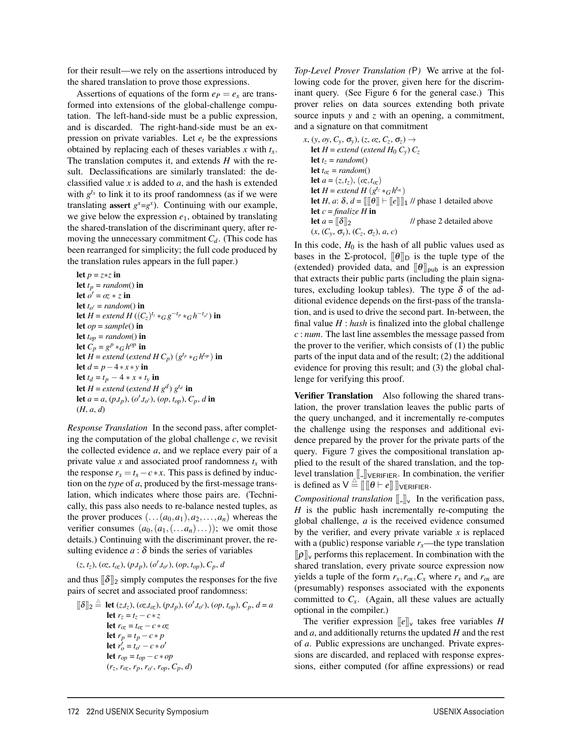for their result—we rely on the assertions introduced by the shared translation to prove those expressions.

Assertions of equations of the form $e_P = e_x$ are transformed into extensions of the global-challenge computation. The left-hand-side must be a public expression, and is discarded. The right-hand-side must be an expression on private variables. Let $e_t$ be the expressions obtained by replacing each of theses variables $x$ with $t_x$. The translation computes it, and extends $H$ with the result. Declassifications are similarly translated: the declassified value $x$ is added to $a$, and the hash is extended with $g^{t_x}$ to link it to its proof randomness (as if we were translating **assert** $g^x$=$g^x$). Continuing with our example, we give below the expression $e_1$, obtained by translating the shared-translation of the discriminant query, after removing the unnecessary commitment $C_d$. (This code has been rearranged for simplicity; the full code produced by the translation rules appears in the full paper.)

**let** $p = z*z$ **in**
**let** $t_p = random()$ **in**
**let** $o' = oz * z$ **in**
**let** $t_{o'} = random()$ **in**
**let** $H = extend\ H\ ((C_z)^{t_z} *_G g^{-t_p} *_G h^{-t_{o'}})$ **in**
**let** $op = sample()$ **in**
**let** $t_{op} = random()$ **in**
**let** $C_p = g^p *_G h^{op}$ **in**
**let** $H = extend\ (extend\ H\ C_p)\ (g^{t_p} *_G h^{t_{op}})$ **in**
**let** $d = p - 4*x*y$ **in**
**let** $t_d = t_p - 4*x*t_y$ **in**
**let** $H = extend\ (extend\ H\ g^d)\ g^{t_d}$ **in**
**let** $a = a, (p,t_p), (o',t_{o'}), (op, t_{op}), C_p, d$ **in**
$(H, a, d)$

*Response Translation* In the second pass, after completing the computation of the global challenge $c$, we revisit the collected evidence $a$, and we replace every pair of a private value $x$ and associated proof randomness $t_x$ with the response $r_x = t_x - c*x$. This pass is defined by induction on the *type* of $a$, produced by the first-message translation, which indicates where those pairs are. (Technically, this pass also needs to re-balance nested tuples, as the prover produces $(\dots(a_0,a_1),a_2,\dots,a_n)$ whereas the verifier consumes $(a_0,(a_1,(\dots a_n)\dots))$; we omit those details.) Continuing with the discriminant prover, the resulting evidence $a : \delta$ binds the series of variables

$(z, t_z), (oz, t_{oz}), (p,t_p), (o',t_{o'}), (op, t_{op}), C_p, d$

and thus $[\![\delta]\!]_2$ simply computes the responses for the five pairs of secret and associated proof randomness:

$[\![\delta]\!]_2 \triangleq$ **let** $(z,t_z), (oz,t_{oz}), (p,t_p), (o',t_{o'}), (op, t_{op}), C_p, d = a$
**let** $r_z = t_z - c*z$
**let** $r_{oz} = t_{oz} - c*oz$
**let** $r_p = t_p - c*p$
**let** $r_o' = t_{o'} - c*o'$
**let** $r_{op} = t_{op} - c*op$
$(r_z, r_{oz}, r_p, r_{o'}, r_{op}, C_p, d)$

*Top-Level Prover Translation (P)* We arrive at the following code for the prover, given here for the discriminant query. (See Figure 6 for the general case.) This prover relies on data sources extending both private source inputs $y$ and $z$ with an opening, a commitment, and a signature on that commitment

$x, (y, oy, C_y, \sigma_y), (z, oz, C_z, \sigma_z) \rightarrow$
**let** $H = extend\ (extend\ H_0\ C_y)\ C_z$
**let** $t_z = random()$
**let** $t_{oz} = random()$
**let** $a = (z,t_z), (oz,t_{oz})$
**let** $H = extend\ H\ (g^{t_z} *_G h^{t_{oz}})$
**let** $H, a$: $\delta$, $d = [\![[\![\theta]\!] \vdash [\![e]\!]]\!]_1$ // phase 1 detailed above
**let** $c = finalize\ H$ **in**
**let** $a = [\![\delta]\!]_2$ // phase 2 detailed above
$(x, (C_y, \sigma_y), (C_z, \sigma_z), a, c)$

In this code, $H_0$ is the hash of all public values used as bases in the Σ-protocol, $[\![\theta]\!]_{\mathsf{D}}$ is the tuple type of the (extended) provided data, and $[\![\theta]\!]_{\mathsf{pub}}$ is an expression that extracts their public parts (including the plain signatures, excluding lookup tables). The type $\delta$ of the additional evidence depends on the first-pass of the translation, and is used to drive the second part. In-between, the final value $H$ : *hash* is finalized into the global challenge $c$ : *num*. The last line assembles the message passed from the prover to the verifier, which consists of (1) the public parts of the input data and of the result; (2) the additional evidence for proving this result; and (3) the global challenge for verifying this proof.

**Verifier Translation** Also following the shared translation, the prover translation leaves the public parts of the query unchanged, and it incrementally re-computes the challenge using the responses and additional evidence prepared by the prover for the private parts of the query. Figure 7 gives the compositional translation applied to the result of the shared translation, and the top-level translation $[\![\_]\!]_{\mathsf{VERIFIER}}$. In combination, the verifier is defined as $\mathsf{V} \triangleq [\![[\![\theta \vdash e]\!]]\!]_{\mathsf{VERIFIER}}$.

*Compositional translation* $[\![\_]\!]_{\mathsf{v}}$ In the verification pass, $H$ is the public hash incrementally re-computing the global challenge, $a$ is the received evidence consumed by the verifier, and every private variable $x$ is replaced with a (public) response variable $r_x$—the type translation $[\![\rho]\!]_{\mathsf{v}}$ performs this replacement. In combination with the shared translation, every private source expression now yields a tuple of the form $r_x, r_{ox}, C_x$ where $r_x$ and $r_{ox}$ are (presumably) responses associated with the exponents committed to $C_x$. (Again, all these values are actually optional in the compiler.)

The verifier expression $[\![e]\!]_{\mathsf{v}}$ takes free variables $H$ and $a$, and additionally returns the updated $H$ and the rest of $a$. Public expressions are unchanged. Private expressions are discarded, and replaced with response expressions, either computed (for affine expressions) or read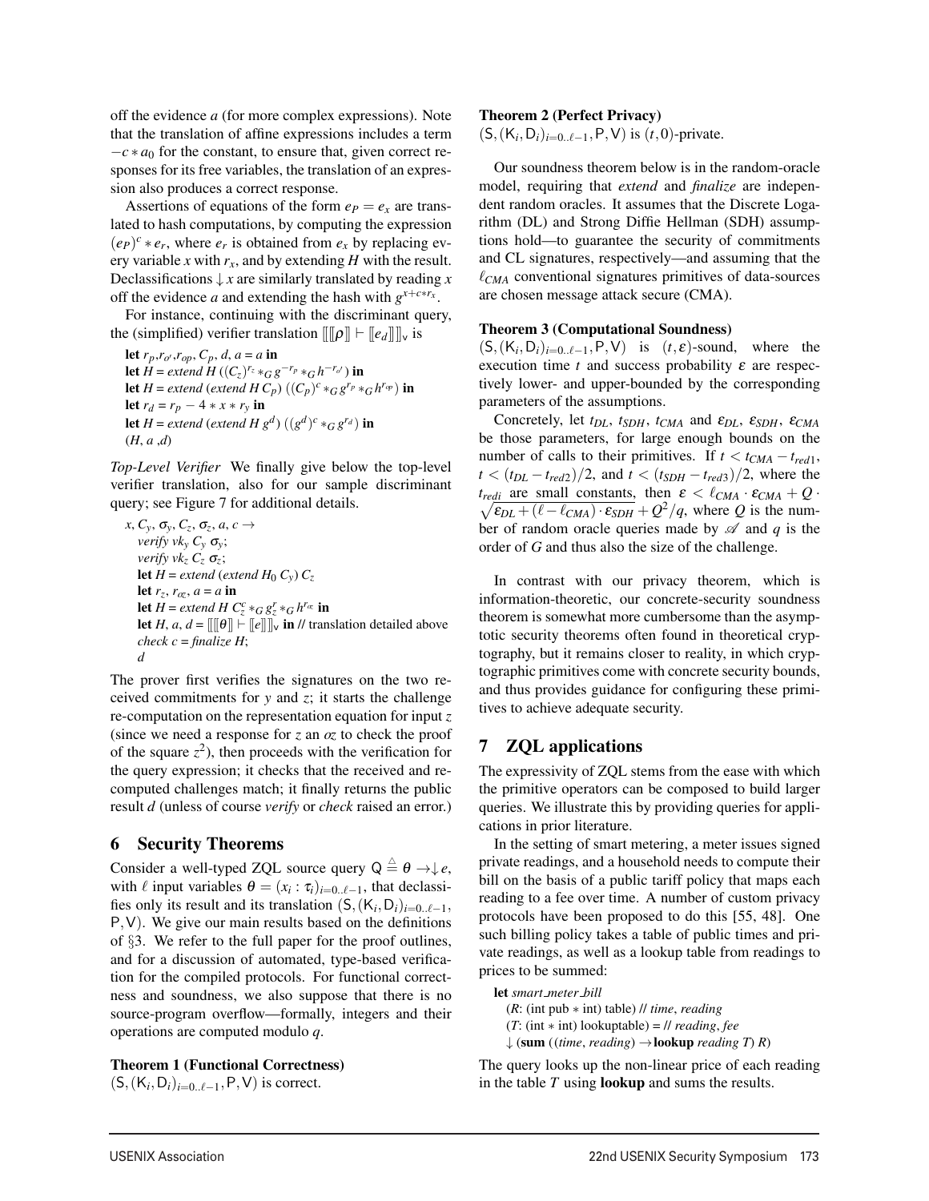off the evidence $a$ (for more complex expressions). Note that the translation of affine expressions includes a term $-c * a_0$ for the constant, to ensure that, given correct responses for its free variables, the translation of an expression also produces a correct response.

Assertions of equations of the form $e_P = e_x$ are translated to hash computations, by computing the expression $(e_P)^c * e_r$, where $e_r$ is obtained from $e_x$ by replacing every variable $x$ with $r_x$, and by extending $H$ with the result. Declassifications $\downarrow x$ are similarly translated by reading $x$ off the evidence $a$ and extending the hash with $g^{x+c*r_x}$.

For instance, continuing with the discriminant query, the (simplified) verifier translation $[\![[\![\rho]\!] \vdash [\![e_d]\!]]\!]_\mathsf{V}$ is

**let** $r_p, r_{o'}, r_{op}, C_p, d, a = a$ **in**
**let** $H$ = *extend* $H\ ((C_z)^{r_z} *_G g^{-r_p} *_G h^{-r_{o'}})$ **in**
**let** $H$ = *extend* (*extend* $H\ C_p$) $((C_p)^c *_G g^{r_p} *_G h^{r_{op}})$ **in**
**let** $r_d = r_p - 4 * x * r_y$ **in**
**let** $H$ = *extend* (*extend* $H\ g^d$) $((g^d)^c *_G g^{r_d})$ **in**
$(H, a, d)$

*Top-Level Verifier* We finally give below the top-level verifier translation, also for our sample discriminant query; see Figure 7 for additional details.

$x, C_y, \sigma_y, C_z, \sigma_z, a, c \rightarrow$
*verify* $vk_y\ C_y\ \sigma_y$;
*verify* $vk_z\ C_z\ \sigma_z$;
**let** $H$ = *extend* (*extend* $H_0\ C_y$) $C_z$
**let** $r_z, r_{oz}, a = a$ **in**
**let** $H$ = *extend* $H\ C_z^c *_G g_z^r *_G h^{r_{oz}}$ **in**
**let** $H, a, d = [\![[\![\theta]\!] \vdash [\![e]\!]]\!]_\mathsf{V}$ **in** // translation detailed above
*check* $c$ = *finalize* $H$;
$d$

The prover first verifies the signatures on the two received commitments for $y$ and $z$; it starts the challenge re-computation on the representation equation for input $z$ (since we need a response for $z$ an $oz$ to check the proof of the square $z^2$), then proceeds with the verification for the query expression; it checks that the received and recomputed challenges match; it finally returns the public result $d$ (unless of course *verify* or *check* raised an error.)

## 6 Security Theorems

Consider a well-typed ZQL source query $\mathsf{Q} \stackrel{\triangle}{=} \theta \rightarrow \downarrow e$, with $\ell$ input variables $\theta = (x_i : \tau_i)_{i=0..\ell-1}$, that declassifies only its result and its translation $(\mathsf{S}, (\mathsf{K}_i, \mathsf{D}_i)_{i=0..\ell-1}, \mathsf{P}, \mathsf{V})$. We give our main results based on the definitions of §3. We refer to the full paper for the proof outlines, and for a discussion of automated, type-based verification for the compiled protocols. For functional correctness and soundness, we also suppose that there is no source-program overflow—formally, integers and their operations are computed modulo $q$.

**Theorem 1 (Functional Correctness)**
$(\mathsf{S}, (\mathsf{K}_i, \mathsf{D}_i)_{i=0..\ell-1}, \mathsf{P}, \mathsf{V})$ is correct.

**Theorem 2 (Perfect Privacy)**
$(\mathsf{S}, (\mathsf{K}_i, \mathsf{D}_i)_{i=0..\ell-1}, \mathsf{P}, \mathsf{V})$ is $(t, 0)$-private.

Our soundness theorem below is in the random-oracle model, requiring that *extend* and *finalize* are independent random oracles. It assumes that the Discrete Logarithm (DL) and Strong Diffie Hellman (SDH) assumptions hold—to guarantee the security of commitments and CL signatures, respectively—and assuming that the $\ell_{CMA}$ conventional signatures primitives of data-sources are chosen message attack secure (CMA).

**Theorem 3 (Computational Soundness)**
$(\mathsf{S}, (\mathsf{K}_i, \mathsf{D}_i)_{i=0..\ell-1}, \mathsf{P}, \mathsf{V})$ is $(t, \varepsilon)$-sound, where the execution time $t$ and success probability $\varepsilon$ are respectively lower- and upper-bounded by the corresponding parameters of the assumptions.

Concretely, let $t_{DL}$, $t_{SDH}$, $t_{CMA}$ and $\varepsilon_{DL}$, $\varepsilon_{SDH}$, $\varepsilon_{CMA}$ be those parameters, for large enough bounds on the number of calls to their primitives. If $t < t_{CMA} - t_{red1}$, $t < (t_{DL} - t_{red2})/2$, and $t < (t_{SDH} - t_{red3})/2$, where the $t_{redi}$ are small constants, then $\varepsilon < \ell_{CMA} \cdot \varepsilon_{CMA} + Q \cdot \sqrt{\varepsilon_{DL} + (\ell - \ell_{CMA}) \cdot \varepsilon_{SDH}} + Q^2/q$, where $Q$ is the number of random oracle queries made by $\mathscr{A}$ and $q$ is the order of $G$ and thus also the size of the challenge.

In contrast with our privacy theorem, which is information-theoretic, our concrete-security soundness theorem is somewhat more cumbersome than the asymptotic security theorems often found in theoretical cryptography, but it remains closer to reality, in which cryptographic primitives come with concrete security bounds, and thus provides guidance for configuring these primitives to achieve adequate security.

## 7 ZQL applications

The expressivity of ZQL stems from the ease with which the primitive operators can be composed to build larger queries. We illustrate this by providing queries for applications in prior literature.

In the setting of smart metering, a meter issues signed private readings, and a household needs to compute their bill on the basis of a public tariff policy that maps each reading to a fee over time. A number of custom privacy protocols have been proposed to do this [55, 48]. One such billing policy takes a table of public times and private readings, as well as a lookup table from readings to prices to be summed:

**let** *smart_meter_bill*
($R$: (int pub * int) table) // *time*, *reading*
($T$: (int * int) lookuptable) = // *reading*, *fee*
$\downarrow$ (**sum** ((*time*, *reading*) $\rightarrow$ **lookup** *reading* $T$) $R$)

The query looks up the non-linear price of each reading in the table $T$ using **lookup** and sums the results.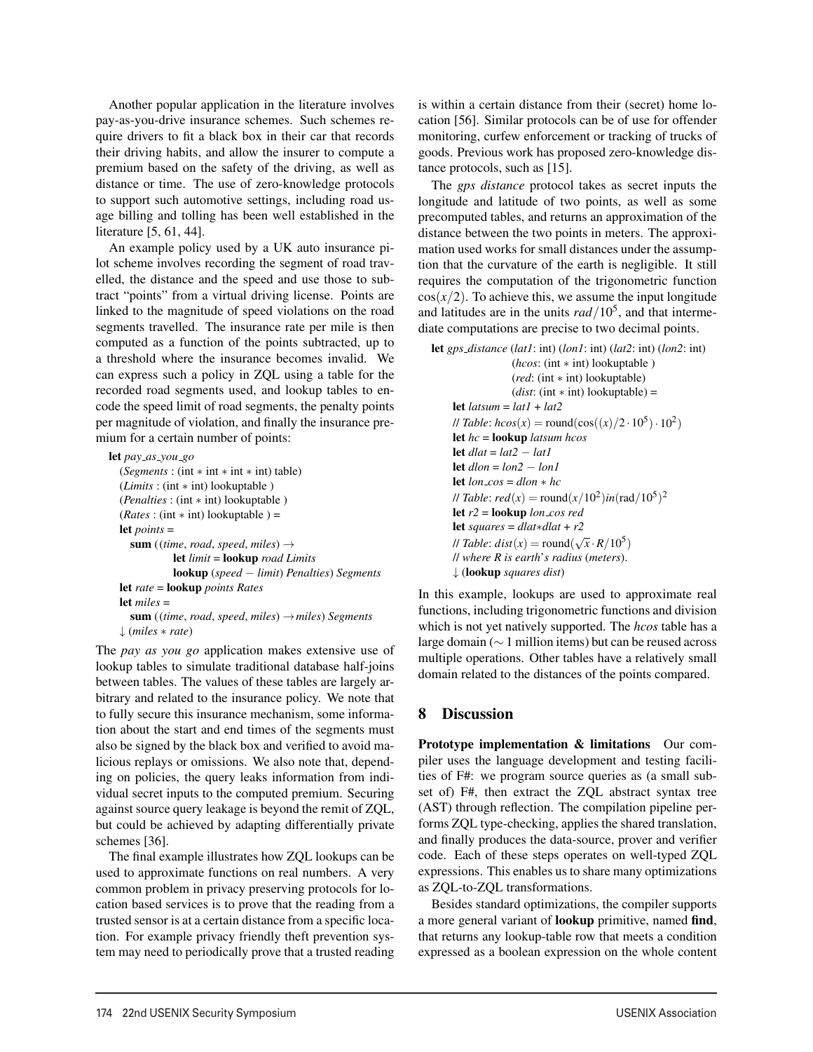Another popular application in the literature involves pay-as-you-drive insurance schemes. Such schemes require drivers to fit a black box in their car that records their driving habits, and allow the insurer to compute a premium based on the safety of the driving, as well as distance or time. The use of zero-knowledge protocols to support such automotive settings, including road usage billing and tolling has been well established in the literature [5, 61, 44].

An example policy used by a UK auto insurance pilot scheme involves recording the segment of road travelled, the distance and the speed and use those to subtract "points" from a virtual driving license. Points are linked to the magnitude of speed violations on the road segments travelled. The insurance rate per mile is then computed as a function of the points subtracted, up to a threshold where the insurance becomes invalid. We can express such a policy in ZQL using a table for the recorded road segments used, and lookup tables to encode the speed limit of road segments, the penalty points per magnitude of violation, and finally the insurance premium for a certain number of points:

```
let pay_as_you_go
  (Segments : (int * int * int * int) table)
  (Limits : (int * int) lookuptable )
  (Penalties : (int * int) lookuptable )
  (Rates : (int * int) lookuptable ) =
  let points =
    sum ((time, road, speed, miles) →
          let limit = lookup road Limits
          lookup (speed − limit) Penalties) Segments
  let rate = lookup points Rates
  let miles =
    sum ((time, road, speed, miles) →miles) Segments
  ↓ (miles * rate)
```

The *pay as you go* application makes extensive use of lookup tables to simulate traditional database half-joins between tables. The values of these tables are largely arbitrary and related to the insurance policy. We note that to fully secure this insurance mechanism, some information about the start and end times of the segments must also be signed by the black box and verified to avoid malicious replays or omissions. We also note that, depending on policies, the query leaks information from individual secret inputs to the computed premium. Securing against source query leakage is beyond the remit of ZQL, but could be achieved by adapting differentially private schemes [36].

The final example illustrates how ZQL lookups can be used to approximate functions on real numbers. A very common problem in privacy preserving protocols for location based services is to prove that the reading from a trusted sensor is at a certain distance from a specific location. For example privacy friendly theft prevention system may need to periodically prove that a trusted reading is within a certain distance from their (secret) home location [56]. Similar protocols can be of use for offender monitoring, curfew enforcement or tracking of trucks of goods. Previous work has proposed zero-knowledge distance protocols, such as [15].

The *gps distance* protocol takes as secret inputs the longitude and latitude of two points, as well as some precomputed tables, and returns an approximation of the distance between the two points in meters. The approximation used works for small distances under the assumption that the curvature of the earth is negligible. It still requires the computation of the trigonometric function $\cos(x/2)$. To achieve this, we assume the input longitude and latitudes are in the units $rad/10^5$, and that intermediate computations are precise to two decimal points.

```
let gps_distance (lat1: int) (lon1: int) (lat2: int) (lon2: int)
                 (hcos: (int * int) lookuptable )
                 (red: (int * int) lookuptable)
                 (dist: (int * int) lookuptable) =
  let latsum = lat1 + lat2
  // Table: hcos(x) = round(cos((x)/2·10^5)·10^2)
  let hc = lookup latsum hcos
  let dlat = lat2 − lat1
  let dlon = lon2 − lon1
  let lon_cos = dlon * hc
  // Table: red(x) = round(x/10^2)in(rad/10^5)^2
  let r2 = lookup lon_cos red
  let squares = dlat*dlat + r2
  // Table: dist(x) = round(√x·R/10^5)
  // where R is earth's radius (meters).
  ↓ (lookup squares dist)
```

In this example, lookups are used to approximate real functions, including trigonometric functions and division which is not yet natively supported. The *hcos* table has a large domain ($\sim$ 1 million items) but can be reused across multiple operations. Other tables have a relatively small domain related to the distances of the points compared.

## 8 Discussion

**Prototype implementation & limitations** Our compiler uses the language development and testing facilities of F#: we program source queries as (a small subset of) F#, then extract the ZQL abstract syntax tree (AST) through reflection. The compilation pipeline performs ZQL type-checking, applies the shared translation, and finally produces the data-source, prover and verifier code. Each of these steps operates on well-typed ZQL expressions. This enables us to share many optimizations as ZQL-to-ZQL transformations.

Besides standard optimizations, the compiler supports a more general variant of **lookup** primitive, named **find**, that returns any lookup-table row that meets a condition expressed as a boolean expression on the whole content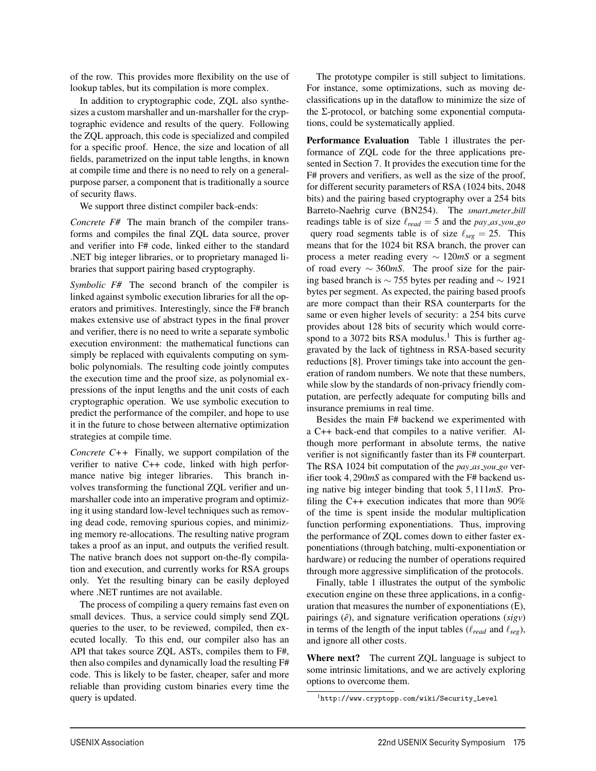of the row. This provides more flexibility on the use of lookup tables, but its compilation is more complex.

In addition to cryptographic code, ZQL also synthesizes a custom marshaller and un-marshaller for the cryptographic evidence and results of the query. Following the ZQL approach, this code is specialized and compiled for a specific proof. Hence, the size and location of all fields, parametrized on the input table lengths, in known at compile time and there is no need to rely on a general-purpose parser, a component that is traditionally a source of security flaws.

We support three distinct compiler back-ends:

*Concrete F#* The main branch of the compiler transforms and compiles the final ZQL data source, prover and verifier into F# code, linked either to the standard .NET big integer libraries, or to proprietary managed libraries that support pairing based cryptography.

*Symbolic F#* The second branch of the compiler is linked against symbolic execution libraries for all the operators and primitives. Interestingly, since the F# branch makes extensive use of abstract types in the final prover and verifier, there is no need to write a separate symbolic execution environment: the mathematical functions can simply be replaced with equivalents computing on symbolic polynomials. The resulting code jointly computes the execution time and the proof size, as polynomial expressions of the input lengths and the unit costs of each cryptographic operation. We use symbolic execution to predict the performance of the compiler, and hope to use it in the future to chose between alternative optimization strategies at compile time.

*Concrete C++* Finally, we support compilation of the verifier to native C++ code, linked with high performance native big integer libraries. This branch involves transforming the functional ZQL verifier and unmarshaller code into an imperative program and optimizing it using standard low-level techniques such as removing dead code, removing spurious copies, and minimizing memory re-allocations. The resulting native program takes a proof as an input, and outputs the verified result. The native branch does not support on-the-fly compilation and execution, and currently works for RSA groups only. Yet the resulting binary can be easily deployed where .NET runtimes are not available.

The process of compiling a query remains fast even on small devices. Thus, a service could simply send ZQL queries to the user, to be reviewed, compiled, then executed locally. To this end, our compiler also has an API that takes source ZQL ASTs, compiles them to F#, then also compiles and dynamically load the resulting F# code. This is likely to be faster, cheaper, safer and more reliable than providing custom binaries every time the query is updated.

The prototype compiler is still subject to limitations. For instance, some optimizations, such as moving declassifications up in the dataflow to minimize the size of the $\Sigma$-protocol, or batching some exponential computations, could be systematically applied.

**Performance Evaluation** Table 1 illustrates the performance of ZQL code for the three applications presented in Section 7. It provides the execution time for the F# provers and verifiers, as well as the size of the proof, for different security parameters of RSA (1024 bits, 2048 bits) and the pairing based cryptography over a 254 bits Barreto-Naehrig curve (BN254). The *smart_meter_bill* readings table is of size $\ell_{read} = 5$ and the *pay_as_you_go* query road segments table is of size $\ell_{seg} = 25$. This means that for the 1024 bit RSA branch, the prover can process a meter reading every $\sim 120mS$ or a segment of road every $\sim 360mS$. The proof size for the pairing based branch is $\sim 755$ bytes per reading and $\sim 1921$ bytes per segment. As expected, the pairing based proofs are more compact than their RSA counterparts for the same or even higher levels of security: a 254 bits curve provides about 128 bits of security which would correspond to a 3072 bits RSA modulus.[1] This is further aggravated by the lack of tightness in RSA-based security reductions [8]. Prover timings take into account the generation of random numbers. We note that these numbers, while slow by the standards of non-privacy friendly computation, are perfectly adequate for computing bills and insurance premiums in real time.

Besides the main F# backend we experimented with a C++ back-end that compiles to a native verifier. Although more performant in absolute terms, the native verifier is not significantly faster than its F# counterpart. The RSA 1024 bit computation of the *pay_as_you_go* verifier took $4,290mS$ as compared with the F# backend using native big integer binding that took $5,111mS$. Profiling the C++ execution indicates that more than 90% of the time is spent inside the modular multiplication function performing exponentiations. Thus, improving the performance of ZQL comes down to either faster exponentiations (through batching, multi-exponentiation or hardware) or reducing the number of operations required through more aggressive simplification of the protocols.

Finally, table 1 illustrates the output of the symbolic execution engine on these three applications, in a configuration that measures the number of exponentiations (E), pairings ($\hat{e}$), and signature verification operations (*sigv*) in terms of the length of the input tables ($\ell_{read}$ and $\ell_{seg}$), and ignore all other costs.

**Where next?** The current ZQL language is subject to some intrinsic limitations, and we are actively exploring options to overcome them.

[1] http://www.cryptopp.com/wiki/Security_Level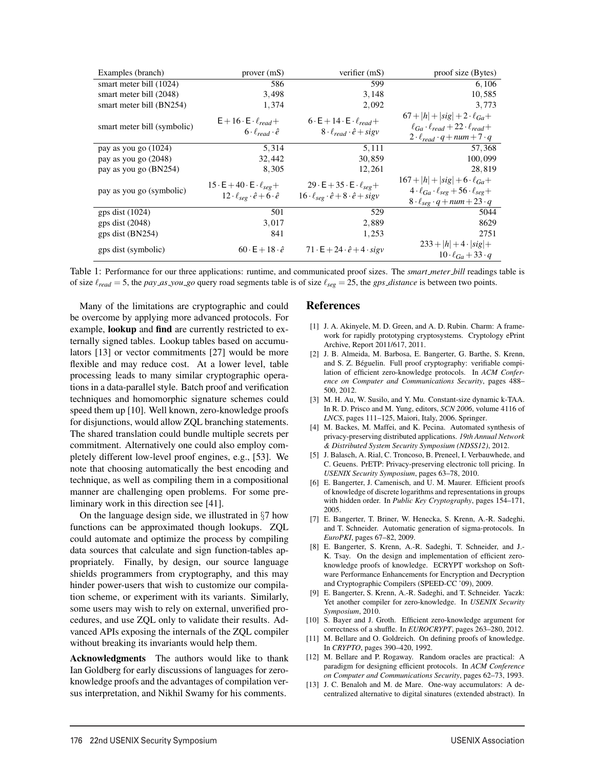| Examples (branch) | prover (mS) | verifier (mS) | proof size (Bytes) |
|---|---:|---:|---:|
| smart meter bill (1024) | 586 | 599 | 6,106 |
| smart meter bill (2048) | 3,498 | 3,148 | 10,585 |
| smart meter bill (BN254) | 1,374 | 2,092 | 3,773 |
| smart meter bill (symbolic) | $\mathsf{E} + 16 \cdot \mathsf{E} \cdot \ell_{read} + 6 \cdot \ell_{read} \cdot \hat{e}$ | $6 \cdot \mathsf{E} + 14 \cdot \mathsf{E} \cdot \ell_{read} + 8 \cdot \ell_{read} \cdot \hat{e} + sigv$ | $67 + \lvert h \rvert + \lvert sig \rvert + 2 \cdot \ell_{Ga} + \ell_{Ga} \cdot \ell_{read} + 22 \cdot \ell_{read} + 2 \cdot \ell_{read} \cdot q + num + 7 \cdot q$ |
| pay as you go (1024) | 5,314 | 5,111 | 57,368 |
| pay as you go (2048) | 32,442 | 30,859 | 100,099 |
| pay as you go (BN254) | 8,305 | 12,261 | 28,819 |
| pay as you go (symbolic) | $15 \cdot \mathsf{E} + 40 \cdot \mathsf{E} \cdot \ell_{seg} + 12 \cdot \ell_{seg} \cdot \hat{e} + 6 \cdot \hat{e}$ | $29 \cdot \mathsf{E} + 35 \cdot \mathsf{E} \cdot \ell_{seg} + 16 \cdot \ell_{seg} \cdot \hat{e} + 8 \cdot \hat{e} + sigv$ | $167 + \lvert h \rvert + \lvert sig \rvert + 6 \cdot \ell_{Ga} + 4 \cdot \ell_{Ga} \cdot \ell_{seg} + 56 \cdot \ell_{seg} + 8 \cdot \ell_{seg} \cdot q + num + 23 \cdot q$ |
| gps dist (1024) | 501 | 529 | 5044 |
| gps dist (2048) | 3,017 | 2,889 | 8629 |
| gps dist (BN254) | 841 | 1,253 | 2751 |
| gps dist (symbolic) | $60 \cdot \mathsf{E} + 18 \cdot \hat{e}$ | $71 \cdot \mathsf{E} + 24 \cdot \hat{e} + 4 \cdot sigv$ | $233 + \lvert h \rvert + 4 \cdot \lvert sig \rvert + 10 \cdot \ell_{Ga} + 33 \cdot q$ |

Table 1: Performance for our three applications: runtime, and communicated proof sizes. The *smart_meter_bill* readings table is of size $\ell_{read} = 5$, the *pay_as_you_go* query road segments table is of size $\ell_{seg} = 25$, the *gps_distance* is between two points.

Many of the limitations are cryptographic and could be overcome by applying more advanced protocols. For example, **lookup** and **find** are currently restricted to externally signed tables. Lookup tables based on accumulators [13] or vector commitments [27] would be more flexible and may reduce cost. At a lower level, table processing leads to many similar cryptographic operations in a data-parallel style. Batch proof and verification techniques and homomorphic signature schemes could speed them up [10]. Well known, zero-knowledge proofs for disjunctions, would allow ZQL branching statements. The shared translation could bundle multiple secrets per commitment. Alternatively one could also employ completely different low-level proof engines, e.g., [53]. We note that choosing automatically the best encoding and technique, as well as compiling them in a compositional manner are challenging open problems. For some preliminary work in this direction see [41].

On the language design side, we illustrated in §7 how functions can be approximated though lookups. ZQL could automate and optimize the process by compiling data sources that calculate and sign function-tables appropriately. Finally, by design, our source language shields programmers from cryptography, and this may hinder power-users that wish to customize our compilation scheme, or experiment with its variants. Similarly, some users may wish to rely on external, unverified procedures, and use ZQL only to validate their results. Advanced APIs exposing the internals of the ZQL compiler without breaking its invariants would help them.

**Acknowledgments** The authors would like to thank Ian Goldberg for early discussions of languages for zero-knowledge proofs and the advantages of compilation versus interpretation, and Nikhil Swamy for his comments.

## References

[1] J. A. Akinyele, M. D. Green, and A. D. Rubin. Charm: A framework for rapidly prototyping cryptosystems. Cryptology ePrint Archive, Report 2011/617, 2011.

[2] J. B. Almeida, M. Barbosa, E. Bangerter, G. Barthe, S. Krenn, and S. Z. Béguelin. Full proof cryptography: verifiable compilation of efficient zero-knowledge protocols. In *ACM Conference on Computer and Communications Security*, pages 488–500, 2012.

[3] M. H. Au, W. Susilo, and Y. Mu. Constant-size dynamic k-TAA. In R. D. Prisco and M. Yung, editors, *SCN 2006*, volume 4116 of *LNCS*, pages 111–125, Maiori, Italy, 2006. Springer.

[4] M. Backes, M. Maffei, and K. Pecina. Automated synthesis of privacy-preserving distributed applications. *19th Annual Network & Distributed System Security Symposium (NDSS12)*, 2012.

[5] J. Balasch, A. Rial, C. Troncoso, B. Preneel, I. Verbauwhede, and C. Geuens. PrETP: Privacy-preserving electronic toll pricing. In *USENIX Security Symposium*, pages 63–78, 2010.

[6] E. Bangerter, J. Camenisch, and U. M. Maurer. Efficient proofs of knowledge of discrete logarithms and representations in groups with hidden order. In *Public Key Cryptography*, pages 154–171, 2005.

[7] E. Bangerter, T. Briner, W. Henecka, S. Krenn, A.-R. Sadeghi, and T. Schneider. Automatic generation of sigma-protocols. In *EuroPKI*, pages 67–82, 2009.

[8] E. Bangerter, S. Krenn, A.-R. Sadeghi, T. Schneider, and J.-K. Tsay. On the design and implementation of efficient zero-knowledge proofs of knowledge. ECRYPT workshop on Software Performance Enhancements for Encryption and Decryption and Cryptographic Compilers (SPEED-CC '09), 2009.

[9] E. Bangerter, S. Krenn, A.-R. Sadeghi, and T. Schneider. Yaczk: Yet another compiler for zero-knowledge. In *USENIX Security Symposium*, 2010.

[10] S. Bayer and J. Groth. Efficient zero-knowledge argument for correctness of a shuffle. In *EUROCRYPT*, pages 263–280, 2012.

[11] M. Bellare and O. Goldreich. On defining proofs of knowledge. In *CRYPTO*, pages 390–420, 1992.

[12] M. Bellare and P. Rogaway. Random oracles are practical: A paradigm for designing efficient protocols. In *ACM Conference on Computer and Communications Security*, pages 62–73, 1993.

[13] J. C. Benaloh and M. de Mare. One-way accumulators: A decentralized alternative to digital sinatures (extended abstract). In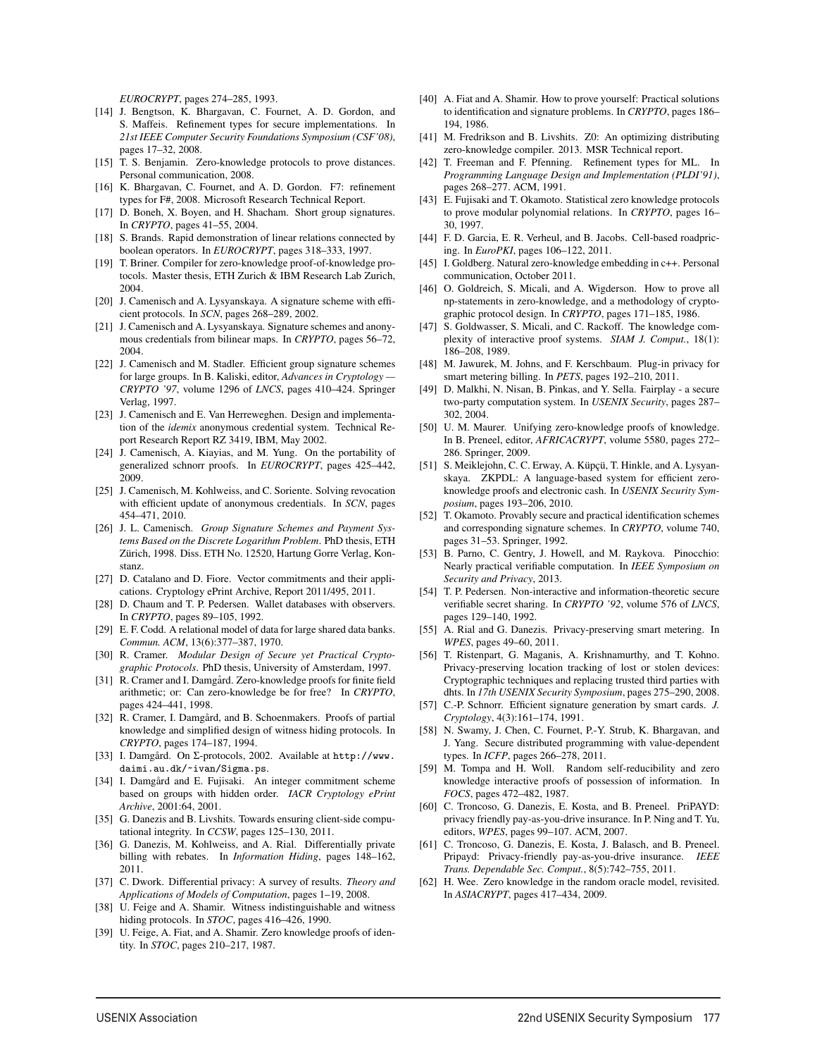*EUROCRYPT*, pages 274–285, 1993.

[14] J. Bengtson, K. Bhargavan, C. Fournet, A. D. Gordon, and S. Maffeis. Refinement types for secure implementations. In *21st IEEE Computer Security Foundations Symposium (CSF'08)*, pages 17–32, 2008.

[15] T. S. Benjamin. Zero-knowledge protocols to prove distances. Personal communication, 2008.

[16] K. Bhargavan, C. Fournet, and A. D. Gordon. F7: refinement types for F#, 2008. Microsoft Research Technical Report.

[17] D. Boneh, X. Boyen, and H. Shacham. Short group signatures. In *CRYPTO*, pages 41–55, 2004.

[18] S. Brands. Rapid demonstration of linear relations connected by boolean operators. In *EUROCRYPT*, pages 318–333, 1997.

[19] T. Briner. Compiler for zero-knowledge proof-of-knowledge protocols. Master thesis, ETH Zurich & IBM Research Lab Zurich, 2004.

[20] J. Camenisch and A. Lysyanskaya. A signature scheme with efficient protocols. In *SCN*, pages 268–289, 2002.

[21] J. Camenisch and A. Lysyanskaya. Signature schemes and anonymous credentials from bilinear maps. In *CRYPTO*, pages 56–72, 2004.

[22] J. Camenisch and M. Stadler. Efficient group signature schemes for large groups. In B. Kaliski, editor, *Advances in Cryptology — CRYPTO '97*, volume 1296 of *LNCS*, pages 410–424. Springer Verlag, 1997.

[23] J. Camenisch and E. Van Herreweghen. Design and implementation of the *idemix* anonymous credential system. Technical Report Research Report RZ 3419, IBM, May 2002.

[24] J. Camenisch, A. Kiayias, and M. Yung. On the portability of generalized schnorr proofs. In *EUROCRYPT*, pages 425–442, 2009.

[25] J. Camenisch, M. Kohlweiss, and C. Soriente. Solving revocation with efficient update of anonymous credentials. In *SCN*, pages 454–471, 2010.

[26] J. L. Camenisch. *Group Signature Schemes and Payment Systems Based on the Discrete Logarithm Problem*. PhD thesis, ETH Zürich, 1998. Diss. ETH No. 12520, Hartung Gorre Verlag, Konstanz.

[27] D. Catalano and D. Fiore. Vector commitments and their applications. Cryptology ePrint Archive, Report 2011/495, 2011.

[28] D. Chaum and T. P. Pedersen. Wallet databases with observers. In *CRYPTO*, pages 89–105, 1992.

[29] E. F. Codd. A relational model of data for large shared data banks. *Commun. ACM*, 13(6):377–387, 1970.

[30] R. Cramer. *Modular Design of Secure yet Practical Cryptographic Protocols*. PhD thesis, University of Amsterdam, 1997.

[31] R. Cramer and I. Damgård. Zero-knowledge proofs for finite field arithmetic; or: Can zero-knowledge be for free? In *CRYPTO*, pages 424–441, 1998.

[32] R. Cramer, I. Damgård, and B. Schoenmakers. Proofs of partial knowledge and simplified design of witness hiding protocols. In *CRYPTO*, pages 174–187, 1994.

[33] I. Damgård. On Σ-protocols, 2002. Available at `http://www.daimi.au.dk/~ivan/Sigma.ps`.

[34] I. Damgård and E. Fujisaki. An integer commitment scheme based on groups with hidden order. *IACR Cryptology ePrint Archive*, 2001:64, 2001.

[35] G. Danezis and B. Livshits. Towards ensuring client-side computational integrity. In *CCSW*, pages 125–130, 2011.

[36] G. Danezis, M. Kohlweiss, and A. Rial. Differentially private billing with rebates. In *Information Hiding*, pages 148–162, 2011.

[37] C. Dwork. Differential privacy: A survey of results. *Theory and Applications of Models of Computation*, pages 1–19, 2008.

[38] U. Feige and A. Shamir. Witness indistinguishable and witness hiding protocols. In *STOC*, pages 416–426, 1990.

[39] U. Feige, A. Fiat, and A. Shamir. Zero knowledge proofs of identity. In *STOC*, pages 210–217, 1987.

[40] A. Fiat and A. Shamir. How to prove yourself: Practical solutions to identification and signature problems. In *CRYPTO*, pages 186–194, 1986.

[41] M. Fredrikson and B. Livshits. Z0: An optimizing distributing zero-knowledge compiler. 2013. MSR Technical report.

[42] T. Freeman and F. Pfenning. Refinement types for ML. In *Programming Language Design and Implementation (PLDI'91)*, pages 268–277. ACM, 1991.

[43] E. Fujisaki and T. Okamoto. Statistical zero knowledge protocols to prove modular polynomial relations. In *CRYPTO*, pages 16–30, 1997.

[44] F. D. Garcia, E. R. Verheul, and B. Jacobs. Cell-based roadpricing. In *EuroPKI*, pages 106–122, 2011.

[45] I. Goldberg. Natural zero-knowledge embedding in c++. Personal communication, October 2011.

[46] O. Goldreich, S. Micali, and A. Wigderson. How to prove all np-statements in zero-knowledge, and a methodology of cryptographic protocol design. In *CRYPTO*, pages 171–185, 1986.

[47] S. Goldwasser, S. Micali, and C. Rackoff. The knowledge complexity of interactive proof systems. *SIAM J. Comput.*, 18(1): 186–208, 1989.

[48] M. Jawurek, M. Johns, and F. Kerschbaum. Plug-in privacy for smart metering billing. In *PETS*, pages 192–210, 2011.

[49] D. Malkhi, N. Nisan, B. Pinkas, and Y. Sella. Fairplay - a secure two-party computation system. In *USENIX Security*, pages 287–302, 2004.

[50] U. M. Maurer. Unifying zero-knowledge proofs of knowledge. In B. Preneel, editor, *AFRICACRYPT*, volume 5580, pages 272–286. Springer, 2009.

[51] S. Meiklejohn, C. C. Erway, A. Küpçü, T. Hinkle, and A. Lysyanskaya. ZKPDL: A language-based system for efficient zero-knowledge proofs and electronic cash. In *USENIX Security Symposium*, pages 193–206, 2010.

[52] T. Okamoto. Provably secure and practical identification schemes and corresponding signature schemes. In *CRYPTO*, volume 740, pages 31–53. Springer, 1992.

[53] B. Parno, C. Gentry, J. Howell, and M. Raykova. Pinocchio: Nearly practical verifiable computation. In *IEEE Symposium on Security and Privacy*, 2013.

[54] T. P. Pedersen. Non-interactive and information-theoretic secure verifiable secret sharing. In *CRYPTO '92*, volume 576 of *LNCS*, pages 129–140, 1992.

[55] A. Rial and G. Danezis. Privacy-preserving smart metering. In *WPES*, pages 49–60, 2011.

[56] T. Ristenpart, G. Maganis, A. Krishnamurthy, and T. Kohno. Privacy-preserving location tracking of lost or stolen devices: Cryptographic techniques and replacing trusted third parties with dhts. In *17th USENIX Security Symposium*, pages 275–290, 2008.

[57] C.-P. Schnorr. Efficient signature generation by smart cards. *J. Cryptology*, 4(3):161–174, 1991.

[58] N. Swamy, J. Chen, C. Fournet, P.-Y. Strub, K. Bhargavan, and J. Yang. Secure distributed programming with value-dependent types. In *ICFP*, pages 266–278, 2011.

[59] M. Tompa and H. Woll. Random self-reducibility and zero knowledge interactive proofs of possession of information. In *FOCS*, pages 472–482, 1987.

[60] C. Troncoso, G. Danezis, E. Kosta, and B. Preneel. PriPAYD: privacy friendly pay-as-you-drive insurance. In P. Ning and T. Yu, editors, *WPES*, pages 99–107. ACM, 2007.

[61] C. Troncoso, G. Danezis, E. Kosta, J. Balasch, and B. Preneel. Pripayd: Privacy-friendly pay-as-you-drive insurance. *IEEE Trans. Dependable Sec. Comput.*, 8(5):742–755, 2011.

[62] H. Wee. Zero knowledge in the random oracle model, revisited. In *ASIACRYPT*, pages 417–434, 2009.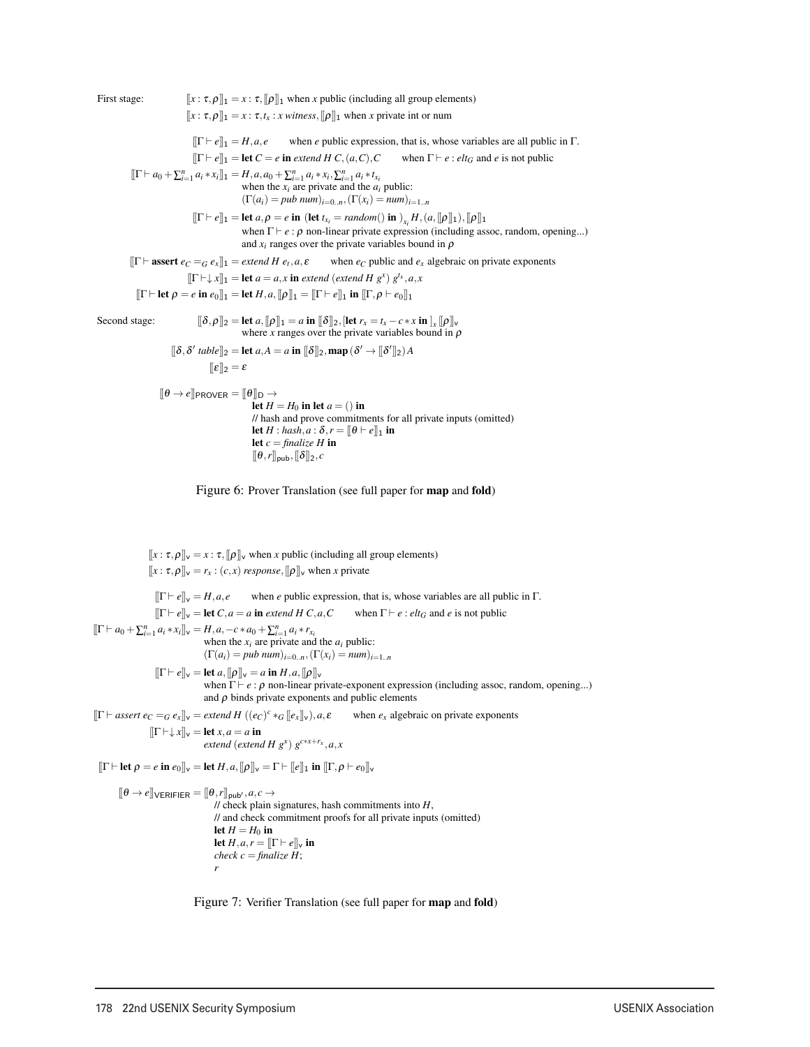First stage: $[\![x:\tau,\rho]\!]_1 = x:\tau, [\![\rho]\!]_1$ when $x$ public (including all group elements)

$[\![x:\tau,\rho]\!]_1 = x:\tau, t_x : x\ \textit{witness}, [\![\rho]\!]_1$ when $x$ private int or num

$[\![\Gamma \vdash e]\!]_1 = H, a, e$ when $e$ public expression, that is, whose variables are all public in $\Gamma$.

$[\![\Gamma \vdash e]\!]_1 = \textbf{let}\ C = e\ \textbf{in}\ \textit{extend}\ H\ C, (a, C), C$ when $\Gamma \vdash e : \textit{elt}_G$ and $e$ is not public

$[\![\Gamma \vdash a_0 + \sum_{i=1}^n a_i * x_i]\!]_1 = H, a, a_0 + \sum_{i=1}^n a_i * x_i, \sum_{i=1}^n a_i * t_{x_i}$
when the $x_i$ are private and the $a_i$ public:
$(\Gamma(a_i) = \textit{pub num})_{i=0..n}, (\Gamma(x_i) = \textit{num})_{i=1..n}$

$[\![\Gamma \vdash e]\!]_1 = \textbf{let}\ a, \rho = e\ \textbf{in}\ (\textbf{let}\ t_{x_i} = \textit{random}()\ \textbf{in}\ )_{x_i} H, (a, [\![\rho]\!]_1), [\![\rho]\!]_1$
when $\Gamma \vdash e : \rho$ non-linear private expression (including assoc, random, opening...)
and $x_i$ ranges over the private variables bound in $\rho$

$[\![\Gamma \vdash \textbf{assert}\ e_C =_G e_x]\!]_1 = \textit{extend}\ H\ e_t, a, \varepsilon$ when $e_C$ public and $e_x$ algebraic on private exponents

$[\![\Gamma \vdash \downarrow x]\!]_1 = \textbf{let}\ a = a, x\ \textbf{in}\ \textit{extend}\ (\textit{extend}\ H\ g^x)\ g^{t_x}, a, x$

$[\![\Gamma \vdash \textbf{let}\ \rho = e\ \textbf{in}\ e_0]\!]_1 = \textbf{let}\ H, a, [\![\rho]\!]_1 = [\![\Gamma \vdash e]\!]_1\ \textbf{in}\ [\![\Gamma, \rho \vdash e_0]\!]_1$

Second stage: $[\![\delta, \rho]\!]_2 = \textbf{let}\ a, [\![\rho]\!]_1 = a\ \textbf{in}\ [\![\delta]\!]_2, [\textbf{let}\ r_x = t_x - c * x\ \textbf{in}\ ]_x [\![\rho]\!]_\mathsf{v}$
where $x$ ranges over the private variables bound in $\rho$

$[\![\delta, \delta'\ \textit{table}]\!]_2 = \textbf{let}\ a, A = a\ \textbf{in}\ [\![\delta]\!]_2, \textbf{map}\,(\delta' \to [\![\delta']\!]_2)\,A$

$[\![\varepsilon]\!]_2 = \varepsilon$

$[\![\theta \to e]\!]_\mathsf{PROVER} = [\![\theta]\!]_\mathsf{D} \to$
$\quad \textbf{let}\ H = H_0\ \textbf{in}\ \textbf{let}\ a = ()\ \textbf{in}$
$\quad$ // hash and prove commitments for all private inputs (omitted)
$\quad \textbf{let}\ H : \textit{hash}, a : \delta, r = [\![\theta \vdash e]\!]_1\ \textbf{in}$
$\quad \textbf{let}\ c = \textit{finalize}\ H\ \textbf{in}$
$\quad [\![\theta, r]\!]_\mathsf{pub}, [\![\delta]\!]_2, c$

Figure 6: Prover Translation (see full paper for **map** and **fold**)

$[\![x:\tau,\rho]\!]_\mathsf{v} = x:\tau, [\![\rho]\!]_\mathsf{v}$ when $x$ public (including all group elements)

$[\![x:\tau,\rho]\!]_\mathsf{v} = r_x : (c, x)\ \textit{response}, [\![\rho]\!]_\mathsf{v}$ when $x$ private

$[\![\Gamma \vdash e]\!]_\mathsf{v} = H, a, e$ when $e$ public expression, that is, whose variables are all public in $\Gamma$.

$[\![\Gamma \vdash e]\!]_\mathsf{v} = \textbf{let}\ C, a = a\ \textbf{in}\ \textit{extend}\ H\ C, a, C$ when $\Gamma \vdash e : \textit{elt}_G$ and $e$ is not public

$[\![\Gamma \vdash a_0 + \sum_{i=1}^n a_i * x_i]\!]_\mathsf{v} = H, a, -c * a_0 + \sum_{i=1}^n a_i * r_{x_i}$
when the $x_i$ are private and the $a_i$ public:
$(\Gamma(a_i) = \textit{pub num})_{i=0..n}, (\Gamma(x_i) = \textit{num})_{i=1..n}$

$[\![\Gamma \vdash e]\!]_\mathsf{v} = \textbf{let}\ a, [\![\rho]\!]_\mathsf{v} = a\ \textbf{in}\ H, a, [\![\rho]\!]_\mathsf{v}$
when $\Gamma \vdash e : \rho$ non-linear private-exponent expression (including assoc, random, opening...)
and $\rho$ binds private exponents and public elements

$[\![\Gamma \vdash \textit{assert}\ e_C =_G e_x]\!]_\mathsf{v} = \textit{extend}\ H\ ((e_C)^c *_G [\![e_x]\!]_\mathsf{v}), a, \varepsilon$ when $e_x$ algebraic on private exponents

$[\![\Gamma \vdash \downarrow x]\!]_\mathsf{v} = \textbf{let}\ x, a = a\ \textbf{in}$
$\quad \textit{extend}\ (\textit{extend}\ H\ g^x)\ g^{c*x+r_x}, a, x$

$[\![\Gamma \vdash \textbf{let}\ \rho = e\ \textbf{in}\ e_0]\!]_\mathsf{v} = \textbf{let}\ H, a, [\![\rho]\!]_\mathsf{v} = \Gamma \vdash [\![e]\!]_1\ \textbf{in}\ [\![\Gamma, \rho \vdash e_0]\!]_\mathsf{v}$

$[\![\theta \to e]\!]_\mathsf{VERIFIER} = [\![\theta, r]\!]_{\mathsf{pub'}}, a, c \to$
$\quad$ // check plain signatures, hash commitments into $H$,
$\quad$ // and check commitment proofs for all private inputs (omitted)
$\quad \textbf{let}\ H = H_0\ \textbf{in}$
$\quad \textbf{let}\ H, a, r = [\![\Gamma \vdash e]\!]_\mathsf{v}\ \textbf{in}$
$\quad \textit{check}\ c = \textit{finalize}\ H;$
$\quad r$

Figure 7: Verifier Translation (see full paper for **map** and **fold**)